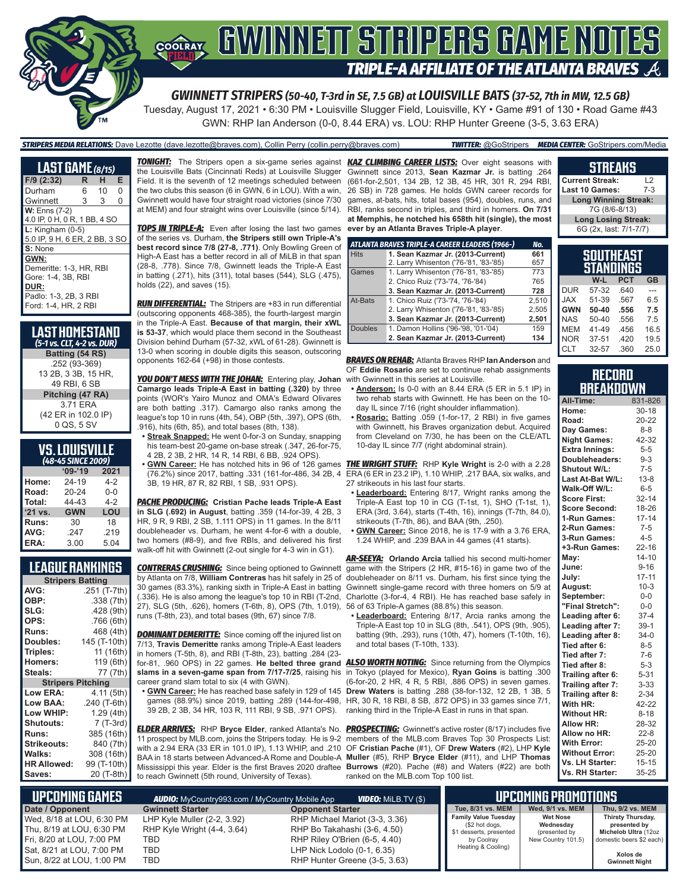# GWINNETT STRIPERS GAME NOTES

## TRIPLE-A AFFILIATE OF THE ATLANTA BRAVES

**GWINNETT STRIPERS (50-40, T-3rd in SE, 7.5 GB) at LOUISVILLE BATS (37-52, 7th in MW, 12.5 GB)**

Tuesday, August 17, 2021 • 6:30 PM • Louisville Slugger Field, Louisville, KY • Game #91 of 130 • Road Game #43

GWN: RHP Ian Anderson (0-0, 8.44 ERA) vs. LOU: RHP Hunter Greene (3-5, 3.63 ERA)

**STRIPERS MEDIA RELATIONS:** Dave Lezotte (dave.lezotte@braves.com), Collin Perry (collin.perry@braves.com) **TWITTER:** @GoStripers **MEDIA CENTER:** GoStripers.com/Media

## LAST GAME (8/15)

| F/9 (2:32) | R | H | E |
|---|---|---|---|
| Durham | 6 | 10 | 0 |
| Gwinnett | 3 | 3 | 0 |

**W:** Enns (7-2)
4.0 IP, 0 H, 0 R, 1 BB, 4 SO

**L:** Kingham (0-5)
5.0 IP, 9 H, 6 ER, 2 BB, 3 SO

**S:** None

**GWN:**
Demeritte: 1-3, HR, RBI
Gore: 1-4, 3B, RBI

**DUR:**
Padlo: 1-3, 2B, 3 RBI
Ford: 1-4, HR, 2 RBI

## LAST HOMESTAND
*(5-1 vs. CLT, 4-2 vs. DUR)*

**Batting (54 RS)**
.252 (93-369)
13 2B, 3 3B, 15 HR,
49 RBI, 6 SB

**Pitching (47 RA)**
3.71 ERA
(42 ER in 102.0 IP)
0 QS, 5 SV

## VS. LOUISVILLE
*(48-45 SINCE 2009)*

| | '09-'19 | 2021 |
|---|---|---|
| Home: | 24-19 | 4-2 |
| Road: | 20-24 | 0-0 |
| Total: | 44-43 | 4-2 |
| '21 vs. | GWN | LOU |
| Runs: | 30 | 18 |
| AVG: | .247 | .219 |
| ERA: | 3.00 | 5.04 |

## LEAGUE RANKINGS

| Stripers Batting | |
|---|---|
| AVG: | .251 (T-7th) |
| OBP: | .338 (7th) |
| SLG: | .428 (9th) |
| OPS: | .766 (6th) |
| Runs: | 468 (4th) |
| Doubles: | 145 (T-10th) |
| Triples: | 11 (16th) |
| Homers: | 119 (6th) |
| Steals: | 77 (7th) |
| **Stripers Pitching** | |
| Low ERA: | 4.11 (5th) |
| Low BAA: | .240 (T-6th) |
| Low WHIP: | 1.29 (4th) |
| Shutouts: | 7 (T-3rd) |
| Runs: | 385 (16th) |
| Strikeouts: | 840 (7th) |
| Walks: | 308 (16th) |
| HR Allowed: | 99 (T-10th) |
| Saves: | 20 (T-8th) |

**TONIGHT:** The Stripers open a six-game series against the Louisville Bats (Cincinnati Reds) at Louisville Slugger Field. It is the seventh of 12 meetings scheduled between the two clubs this season (6 in GWN, 6 in LOU). With a win, Gwinnett would have four straight road victories (since 7/30 at MEM) and four straight wins over Louisville (since 5/14).

**TOPS IN TRIPLE-A:** Even after losing the last two games of the series vs. Durham, **the Stripers still own Triple-A's best record since 7/8 (27-8, .771)**. Only Bowling Green of High-A East has a better record in all of MiLB in that span (28-8, .778). Since 7/8, Gwinnett leads the Triple-A East in batting (.271), hits (311), total bases (544), SLG (.475), holds (22), and saves (15).

**RUN DIFFERENTIAL:** The Stripers are +83 in run differential (outscoring opponents 468-385), the fourth-largest margin in the Triple-A East. **Because of that margin, their xWL is 53-37**, which would place them second in the Southeast Division behind Durham (57-32, xWL of 61-28). Gwinnett is 13-0 when scoring in double digits this season, outscoring opponents 162-64 (+98) in those contests.

**YOU DON'T MESS WITH THE JOHAN:** Entering play, **Johan Camargo leads Triple-A East in batting (.320)** by three points (WOR's Yairo Munoz and OMA's Edward Olivares are both batting .317). Camargo also ranks among the league's top 10 in runs (4th, 54), OBP (5th, .397), OPS (6th, .916), hits (6th, 85), and total bases (8th, 138).

- **Streak Snapped:** He went 0-for-3 on Sunday, snapping his team-best 20-game on-base streak (.347, 26-for-75, 4 2B, 2 3B, 2 HR, 14 R, 14 RBI, 6 BB, .924 OPS).
- **GWN Career:** He has notched hits in 96 of 126 games (76.2%) since 2017, batting .331 (161-for-486, 34 2B, 4 3B, 19 HR, 87 R, 82 RBI, 1 SB, .931 OPS).

**PACHE PRODUCING:** **Cristian Pache leads Triple-A East in SLG (.692) in August**, batting .359 (14-for-39, 4 2B, 3 HR, 9 R, 9 RBI, 2 SB, 1.111 OPS) in 11 games. In the 8/11 doubleheader vs. Durham, he went 4-for-6 with a double, two homers (#8-9), and five RBIs, and delivered his first walk-off hit with Gwinnett (2-out single for 4-3 win in G1).

**CONTRERAS CRUSHING:** Since being optioned to Gwinnett by Atlanta on 7/8, **William Contreras** has hit safely in 25 of 30 games (83.3%), ranking sixth in Triple-A East in batting (.336). He is also among the league's top 10 in RBI (T-2nd, 27), SLG (5th, .626), homers (T-6th, 8), OPS (7th, 1.019), runs (T-8th, 23), and total bases (9th, 67) since 7/8.

**DOMINANT DEMERITTE:** Since coming off the injured list on 7/13, **Travis Demeritte** ranks among Triple-A East leaders in homers (T-5th, 8), and RBI (T-8th, 23), batting .284 (23-for-81, .960 OPS) in 22 games. **He belted three grand slams in a seven-game span from 7/17-7/25**, raising his career grand slam total to six (4 with GWN).

- **GWN Career:** He has reached base safely in 129 of 145 games (88.9%) since 2019, batting .289 (144-for-498, 39 2B, 2 3B, 34 HR, 103 R, 111 RBI, 9 SB, .971 OPS).

**ELDER ARRIVES:** RHP **Bryce Elder**, ranked Atlanta's No. 11 prospect by MLB.com, joins the Stripers today. He is 9-2 with a 2.94 ERA (33 ER in 101.0 IP), 1.13 WHIP, and .210 BAA in 18 starts between Advanced-A Rome and Double-A Mississippi this year. Elder is the first Braves 2020 draftee to reach Gwinnett (5th round, University of Texas).

**KAZ CLIMBING CAREER LISTS:** Over eight seasons with Gwinnett since 2013, **Sean Kazmar Jr.** is batting .264 (661-for-2,501, 134 2B, 12 3B, 45 HR, 301 R, 294 RBI, 26 SB) in 728 games. He holds GWN career records for games, at-bats, hits, total bases (954), doubles, runs, and RBI, ranks second in triples, and third in homers. **On 7/31 at Memphis, he notched his 658th hit (single), the most ever by an Atlanta Braves Triple-A player.**

| ATLANTA BRAVES TRIPLE-A CAREER LEADERS (1966-) | | No. |
|---|---|---|
| Hits | **1. Sean Kazmar Jr. (2013-Current)** | **661** |
| | 2. Larry Whisenton ('76-'81, '83-'85) | 657 |
| Games | 1. Larry Whisenton ('76-'81, '83-'85) | 773 |
| | 2. Chico Ruiz ('73-'74, '76-'84) | 765 |
| | **3. Sean Kazmar Jr. (2013-Current)** | **728** |
| At-Bats | 1. Chico Ruiz ('73-'74, '76-'84) | 2,510 |
| | 2. Larry Whisenton ('76-'81, '83-'85) | 2,505 |
| | **3. Sean Kazmar Jr. (2013-Current)** | **2,501** |
| Doubles | 1. Damon Hollins ('96-'98, '01-'04) | 159 |
| | **2. Sean Kazmar Jr. (2013-Current)** | **134** |

**BRAVES ON REHAB:** Atlanta Braves RHP **Ian Anderson** and OF **Eddie Rosario** are set to continue rehab assignments with Gwinnett in this series at Louisville.

- **Anderson:** Is 0-0 with an 8.44 ERA (5 ER in 5.1 IP) in two rehab starts with Gwinnett. He has been on the 10-day IL since 7/16 (right shoulder inflammation).
- **Rosario:** Batting .059 (1-for-17, 2 RBI) in five games with Gwinnett, his Braves organization debut. Acquired from Cleveland on 7/30, he has been on the CLE/ATL 10-day IL since 7/7 (right abdominal strain).

**THE WRIGHT STUFF:** RHP **Kyle Wright** is 2-0 with a 2.28 ERA (6 ER in 23.2 IP), 1.10 WHIP, .217 BAA, six walks, and 27 strikeouts in his last four starts.

- **Leaderboard:** Entering 8/17, Wright ranks among the Triple-A East top 10 in CG (T-1st, 1), SHO (T-1st, 1), ERA (3rd, 3.64), starts (T-4th, 16), innings (T-7th, 84.0), strikeouts (T-7th, 86), and BAA (9th, .250).
- **GWN Career:** Since 2018, he is 17-9 with a 3.76 ERA, 1.24 WHIP, and .239 BAA in 44 games (41 starts).

**AR-SEEYA:** **Orlando Arcia** tallied his second multi-homer game with the Stripers (2 HR, #15-16) in game two of the doubleheader on 8/11 vs. Durham, his first since tying the Gwinnett single-game record with three homers on 5/9 at Charlotte (3-for-4, 4 RBI). He has reached base safely in 56 of 63 Triple-A games (88.8%) this season.

- **Leaderboard:** Entering 8/17, Arcia ranks among the Triple-A East top 10 in SLG (8th, .541), OPS (9th, .905), batting (9th, .293), runs (10th, 47), homers (T-10th, 16), and total bases (T-10th, 133).

**ALSO WORTH NOTING:** Since returning from the Olympics in Tokyo (played for Mexico), **Ryan Goins** is batting .300 (6-for-20, 2 HR, 4 R, 5 RBI, .886 OPS) in seven games. **Drew Waters** is batting .288 (38-for-132, 12 2B, 1 3B, 5 HR, 30 R, 18 RBI, 8 SB, .872 OPS) in 33 games since 7/1, ranking third in the Triple-A East in runs in that span.

**PROSPECTING:** Gwinnett's active roster (8/17) includes five members of the MLB.com Braves Top 30 Prospects List: OF **Cristian Pache** (#1), OF **Drew Waters** (#2), LHP **Kyle Muller** (#5), RHP **Bryce Elder** (#11), and LHP **Thomas Burrows** (#20). Pache (#8) and Waters (#22) are both ranked on the MLB.com Top 100 list.

## STREAKS

| | |
|---|---|
| Current Streak: | L2 |
| Last 10 Games: | 7-3 |
| **Long Winning Streak:** | |
| 7G (8/6-8/13) | |
| **Long Losing Streak:** | |
| 6G (2x, last: 7/1-7/7) | |

## SOUTHEAST STANDINGS

| | W-L | PCT | GB |
|---|---|---|---|
| DUR | 57-32 | .640 | --- |
| JAX | 51-39 | .567 | 6.5 |
| **GWN** | **50-40** | **.556** | **7.5** |
| NAS | 50-40 | .556 | 7.5 |
| MEM | 41-49 | .456 | 16.5 |
| NOR | 37-51 | .420 | 19.5 |
| CLT | 32-57 | .360 | 25.0 |

## RECORD BREAKDOWN

| | |
|---|---|
| All-Time: | 831-826 |
| Home: | 30-18 |
| Road: | 20-22 |
| Day Games: | 8-8 |
| Night Games: | 42-32 |
| Extra Innings: | 5-5 |
| Doubleheaders: | 9-3 |
| Shutout W/L: | 7-5 |
| Last At-Bat W/L: | 13-8 |
| Walk-Off W/L: | 6-5 |
| Score First: | 32-14 |
| Score Second: | 18-26 |
| 1-Run Games: | 17-14 |
| 2-Run Games: | 7-5 |
| 3-Run Games: | 4-5 |
| +3-Run Games: | 22-16 |
| May: | 14-10 |
| June: | 9-16 |
| July: | 17-11 |
| August: | 10-3 |
| September: | 0-0 |
| "Final Stretch": | 0-0 |
| Leading after 6: | 37-4 |
| Leading after 7: | 39-1 |
| Leading after 8: | 34-0 |
| Tied after 6: | 8-5 |
| Tied after 7: | 7-6 |
| Tied after 8: | 5-3 |
| Trailing after 6: | 5-31 |
| Trailing after 7: | 3-33 |
| Trailing after 8: | 2-34 |
| With HR: | 42-22 |
| Without HR: | 8-18 |
| Allow HR: | 28-32 |
| Allow no HR: | 22-8 |
| With Error: | 25-20 |
| Without Error: | 25-20 |
| Vs. LH Starter: | 15-15 |
| Vs. RH Starter: | 35-25 |

## UPCOMING GAMES

**AUDIO:** MyCountry993.com / MyCountry Mobile App **VIDEO:** MiLB.TV ($)

| Date / Opponent | Gwinnett Starter | Opponent Starter |
|---|---|---|
| Wed, 8/18 at LOU, 6:30 PM | LHP Kyle Muller (2-2, 3.92) | RHP Michael Mariot (3-3, 3.36) |
| Thu, 8/19 at LOU, 6:30 PM | RHP Kyle Wright (4-4, 3.64) | RHP Bo Takahashi (3-6, 4.50) |
| Fri, 8/20 at LOU, 7:00 PM | TBD | RHP Riley O'Brien (6-5, 4.40) |
| Sat, 8/21 at LOU, 7:00 PM | TBD | LHP Nick Lodolo (0-1, 6.35) |
| Sun, 8/22 at LOU, 1:00 PM | TBD | RHP Hunter Greene (3-5, 3.63) |

## UPCOMING PROMOTIONS

| Tue, 8/31 vs. MEM | Wed, 9/1 vs. MEM | Thu, 9/2 vs. MEM |
|---|---|---|
| **Family Value Tuesday** ($2 hot dogs, $1 desserts, presented by Coolray Heating & Cooling) | **Wet Nose Wednesday** (presented by New Country 101.5) | **Thirsty Thursday,** presented by **Michelob Ultra** (12oz domestic beers $2 each) **Xolos de Gwinnett Night** |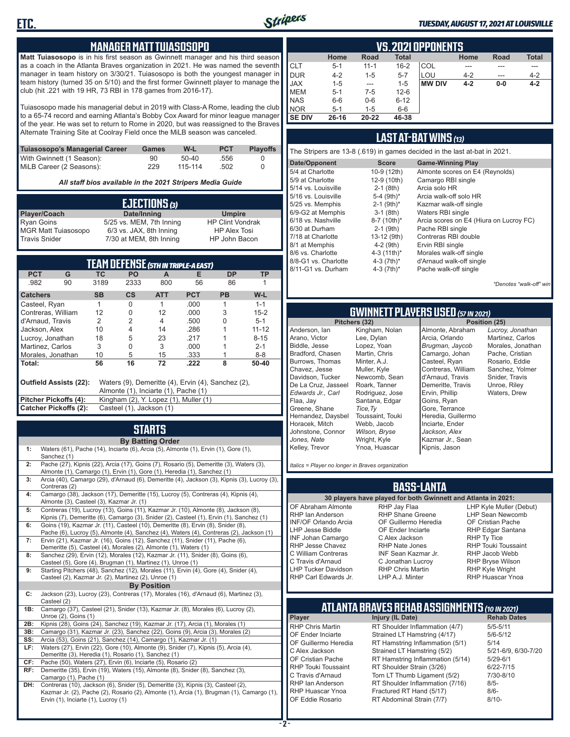## MANAGER MATT TUIASOSOPO

**Matt Tuiasosopo** is in his first season as Gwinnett manager and his third season as a coach in the Atlanta Braves organization in 2021. He was named the seventh manager in team history on 3/30/21. Tuiasosopo is both the youngest manager in team history (turned 35 on 5/10) and the first former Gwinnett player to manage the club (hit .221 with 19 HR, 73 RBI in 178 games from 2016-17).

Tuiasosopo made his managerial debut in 2019 with Class-A Rome, leading the club to a 65-74 record and earning Atlanta's Bobby Cox Award for minor league manager of the year. He was set to return to Rome in 2020, but was reassigned to the Braves Alternate Training Site at Coolray Field once the MiLB season was canceled.

| Tuiasosopo's Managerial Career | Games | W-L | PCT | Playoffs |
|---|---|---|---|---|
| With Gwinnett (1 Season): | 90 | 50-40 | .556 | 0 |
| MiLB Career (2 Seasons): | 229 | 115-114 | .502 | 0 |

*All staff bios available in the 2021 Stripers Media Guide*

## EJECTIONS (3)

| Player/Coach | Date/Inning | Umpire |
|---|---|---|
| Ryan Goins | 5/25 vs. MEM, 7th Inning | HP Clint Vondrak |
| MGR Matt Tuiasosopo | 6/3 vs. JAX, 8th Inning | HP Alex Tosi |
| Travis Snider | 7/30 at MEM, 8th Inning | HP John Bacon |

## TEAM DEFENSE (5TH IN TRIPLE-A EAST)

| PCT | G | TC | PO | A | E | DP | TP |
|---|---|---|---|---|---|---|---|
| .982 | 90 | 3189 | 2333 | 800 | 56 | 86 | 1 |

| Catchers | SB | CS | ATT | PCT | PB | W-L |
|---|---|---|---|---|---|---|
| Casteel, Ryan | 1 | 0 | 1 | .000 | 1 | 1-1 |
| Contreras, William | 12 | 0 | 12 | .000 | 3 | 15-2 |
| d'Arnaud, Travis | 2 | 2 | 4 | .500 | 0 | 5-1 |
| Jackson, Alex | 10 | 4 | 14 | .286 | 1 | 11-12 |
| Lucroy, Jonathan | 18 | 5 | 23 | .217 | 1 | 8-15 |
| Martinez, Carlos | 3 | 0 | 3 | .000 | 1 | 2-1 |
| Morales, Jonathan | 10 | 5 | 15 | .333 | 1 | 8-8 |
| **Total:** | **56** | **16** | **72** | **.222** | **8** | **50-40** |

**Outfield Assists (22):** Waters (9), Demeritte (4), Ervin (4), Sanchez (2), Almonte (1), Inciarte (1), Pache (1)
**Pitcher Pickoffs (4):** Kingham (2), Y. Lopez (1), Muller (1)
**Catcher Pickoffs (2):** Casteel (1), Jackson (1)

## STARTS

**By Batting Order**

| | |
|---|---|
| 1: | Waters (61), Pache (14), Inciarte (6), Arcia (5), Almonte (1), Ervin (1), Gore (1), Sanchez (1) |
| 2: | Pache (27), Kipnis (22), Arcia (17), Goins (7), Rosario (5), Demeritte (3), Waters (3), Almonte (1), Camargo (1), Ervin (1), Gore (1), Heredia (1), Sanchez (1) |
| 3: | Arcia (40), Camargo (29), d'Arnaud (6), Demeritte (4), Jackson (3), Kipnis (3), Lucroy (3), Contreras (2) |
| 4: | Camargo (38), Jackson (17), Demeritte (15), Lucroy (5), Contreras (4), Kipnis (4), Almonte (3), Casteel (3), Kazmar Jr. (1) |
| 5: | Contreras (19), Lucroy (13), Goins (11), Kazmar Jr. (10), Almonte (8), Jackson (8), Kipnis (7), Demeritte (6), Camargo (3), Snider (2), Casteel (1), Ervin (1), Sanchez (1) |
| 6: | Goins (19), Kazmar Jr. (11), Casteel (10), Demeritte (8), Ervin (8), Snider (8), Pache (6), Lucroy (5), Almonte (4), Sanchez (4), Waters (4), Contreras (2), Jackson (1) |
| 7: | Ervin (21), Kazmar Jr. (16), Goins (12), Sanchez (11), Snider (11), Pache (6), Demeritte (5), Casteel (4), Morales (2), Almonte (1), Waters (1) |
| 8: | Sanchez (29), Ervin (12), Morales (12), Kazmar Jr. (11), Snider (8), Goins (6), Casteel (5), Gore (4), Brugman (1), Martinez (1), Unroe (1) |
| 9: | Starting Pitchers (48), Sanchez (12), Morales (11), Ervin (4), Gore (4), Snider (4), Casteel (2), Kazmar Jr. (2), Martinez (2), Unroe (1) |

**By Position**

| | |
|---|---|
| C: | Jackson (23), Lucroy (23), Contreras (17), Morales (16), d'Arnaud (6), Martinez (3), Casteel (2) |
| 1B: | Camargo (37), Casteel (21), Snider (13), Kazmar Jr. (8), Morales (6), Lucroy (2), Unroe (2), Goins (1) |
| 2B: | Kipnis (28), Goins (24), Sanchez (19), Kazmar Jr. (17), Arcia (1), Morales (1) |
| 3B: | Camargo (31), Kazmar Jr. (23), Sanchez (22), Goins (9), Arcia (3), Morales (2) |
| SS: | Arcia (53), Goins (21), Sanchez (14), Camargo (1), Kazmar Jr. (1) |
| LF: | Waters (27), Ervin (22), Gore (10), Almonte (9), Snider (7), Kipnis (5), Arcia (4), Demeritte (3), Heredia (1), Rosario (1), Sanchez (1) |
| CF: | Pache (50), Waters (27), Ervin (6), Inciarte (5), Rosario (2) |
| RF: | Demeritte (35), Ervin (19), Waters (15), Almonte (8), Snider (8), Sanchez (3), Camargo (1), Pache (1) |
| DH: | Contreras (10), Jackson (6), Snider (5), Demeritte (3), Kipnis (3), Casteel (2), Kazmar Jr. (2), Pache (2), Rosario (2), Almonte (1), Arcia (1), Brugman (1), Camargo (1), Ervin (1), Inciarte (1), Lucroy (1) |

## VS. 2021 OPPONENTS

| | Home | Road | Total | | Home | Road | Total |
|---|---|---|---|---|---|---|---|
| CLT | 5-1 | 11-1 | 16-2 | COL | --- | --- | --- |
| DUR | 4-2 | 1-5 | 5-7 | LOU | 4-2 | --- | 4-2 |
| JAX | 1-5 | --- | 1-5 | **MW DIV** | **4-2** | **0-0** | **4-2** |
| MEM | 5-1 | 7-5 | 12-6 | | | | |
| NAS | 6-6 | 0-6 | 6-12 | | | | |
| NOR | 5-1 | 1-5 | 6-6 | | | | |
| **SE DIV** | **26-16** | **20-22** | **46-38** | | | | |

## LAST AT-BAT WINS (13)

The Stripers are 13-8 (.619) in games decided in the last at-bat in 2021.

| Date/Opponent | Score | Game-Winning Play |
|---|---|---|
| 5/4 at Charlotte | 10-9 (12th) | Almonte scores on E4 (Reynolds) |
| 5/9 at Charlotte | 12-9 (10th) | Camargo RBI single |
| 5/14 vs. Louisville | 2-1 (8th) | Arcia solo HR |
| 5/16 vs. Louisville | 5-4 (9th)* | Arcia walk-off solo HR |
| 5/25 vs. Memphis | 2-1 (9th)* | Kazmar walk-off single |
| 6/9-G2 at Memphis | 3-1 (8th) | Waters RBI single |
| 6/18 vs. Nashville | 8-7 (10th)* | Arcia scores on E4 (Hiura on Lucroy FC) |
| 6/30 at Durham | 2-1 (9th) | Pache RBI single |
| 7/18 at Charlotte | 13-12 (9th) | Contreras RBI double |
| 8/1 at Memphis | 4-2 (9th) | Ervin RBI single |
| 8/6 vs. Charlotte | 4-3 (11th)* | Morales walk-off single |
| 8/8-G1 vs. Charlotte | 4-3 (7th)* | d'Arnaud walk-off single |
| 8/11-G1 vs. Durham | 4-3 (7th)* | Pache walk-off single |

*\*Denotes "walk-off" win*

## GWINNETT PLAYERS USED (57 IN 2021)

| Pitchers (32) | | Position (25) | |
|---|---|---|---|
| Anderson, Ian | Kingham, Nolan | Almonte, Abraham | *Lucroy, Jonathan* |
| Arano, Victor | Lee, Dylan | Arcia, Orlando | Martinez, Carlos |
| Biddle, Jesse | Lopez, Yoan | *Brugman, Jaycob* | Morales, Jonathan |
| Bradford, Chasen | Martin, Chris | Camargo, Johan | Pache, Cristian |
| Burrows, Thomas | Minter, A.J. | Casteel, Ryan | Rosario, Eddie |
| Chavez, Jesse | Muller, Kyle | Contreras, William | Sanchez, Yolmer |
| Davidson, Tucker | Newcomb, Sean | d'Arnaud, Travis | Snider, Travis |
| De La Cruz, Jasseel | Roark, Tanner | Demeritte, Travis | Unroe, Riley |
| *Edwards Jr., Carl* | Rodriguez, Jose | Ervin, Phillip | Waters, Drew |
| Flaa, Jay | Santana, Edgar | Goins, Ryan | |
| Greene, Shane | *Tice, Ty* | Gore, Terrance | |
| Hernandez, Daysbel | Toussaint, Touki | Heredia, Guillermo | |
| Horacek, Mitch | Webb, Jacob | Inciarte, Ender | |
| Johnstone, Connor | *Wilson, Bryse* | *Jackson, Alex* | |
| *Jones, Nate* | Wright, Kyle | Kazmar Jr., Sean | |
| Kelley, Trevor | Ynoa, Huascar | Kipnis, Jason | |

*Italics = Player no longer in Braves organization*

## BASS-LANTA

**30 players have played for both Gwinnett and Atlanta in 2021:**

| | | |
|---|---|---|
| OF Abraham Almonte | RHP Jay Flaa | LHP Kyle Muller (Debut) |
| RHP Ian Anderson | RHP Shane Greene | LHP Sean Newcomb |
| INF/OF Orlando Arcia | OF Guillermo Heredia | OF Cristian Pache |
| LHP Jesse Biddle | OF Ender Inciarte | RHP Edgar Santana |
| INF Johan Camargo | C Alex Jackson | RHP Ty Tice |
| RHP Jesse Chavez | RHP Nate Jones | RHP Touki Toussaint |
| C William Contreras | INF Sean Kazmar Jr. | RHP Jacob Webb |
| C Travis d'Arnaud | C Jonathan Lucroy | RHP Bryse Wilson |
| LHP Tucker Davidson | RHP Chris Martin | RHP Kyle Wright |
| RHP Carl Edwards Jr. | LHP A.J. Minter | RHP Huascar Ynoa |

## ATLANTA BRAVES REHAB ASSIGNMENTS (10 IN 2021)

| Player | Injury (IL Date) | Rehab Dates |
|---|---|---|
| RHP Chris Martin | RT Shoulder Inflammation (4/7) | 5/5-5/11 |
| OF Ender Inciarte | Strained LT Hamstring (4/17) | 5/6-5/12 |
| OF Guillermo Heredia | RT Hamstring Inflammation (5/1) | 5/14 |
| C Alex Jackson | Strained LT Hamstring (5/2) | 5/21-6/9, 6/30-7/20 |
| OF Cristian Pache | RT Hamstring Inflammation (5/14) | 5/29-6/1 |
| RHP Touki Toussaint | RT Shoulder Strain (3/26) | 6/22-7/15 |
| C Travis d'Arnaud | Torn LT Thumb Ligament (5/2) | 7/30-8/10 |
| RHP Ian Anderson | RT Shoulder Inflammation (7/16) | 8/5- |
| RHP Huascar Ynoa | Fractured RT Hand (5/17) | 8/6- |
| OF Eddie Rosario | RT Abdominal Strain (7/7) | 8/10- |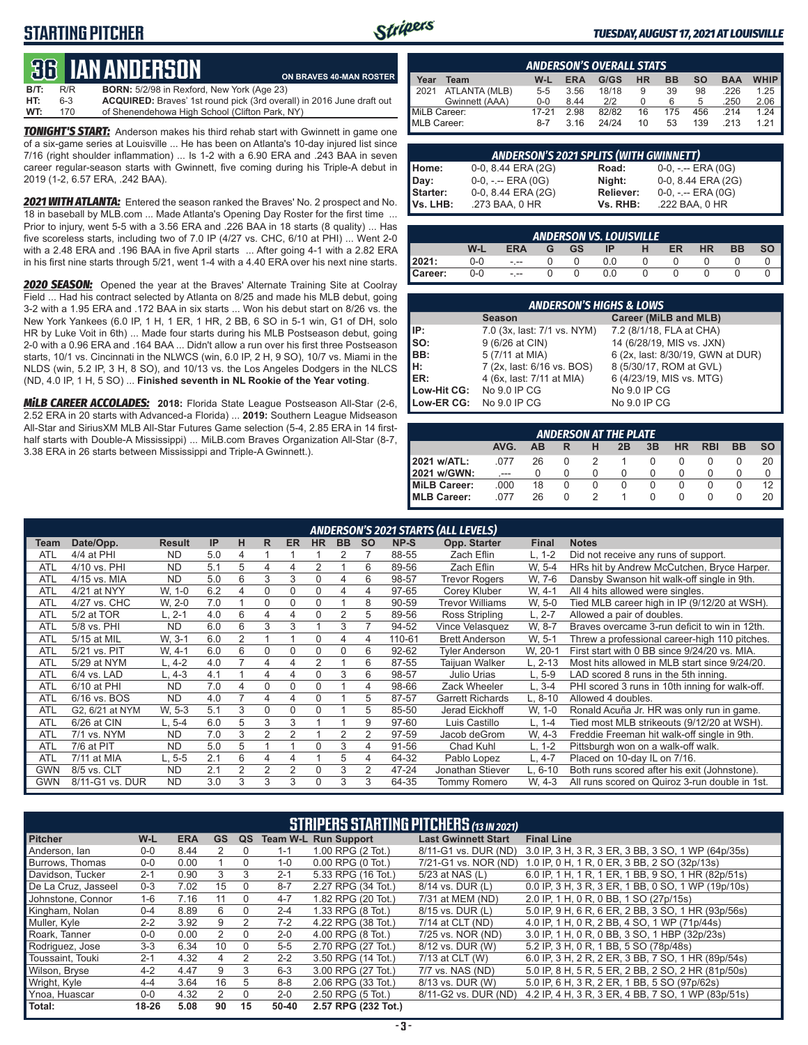## STARTING PITCHER

**TUESDAY, AUGUST 17, 2021 AT LOUISVILLE**

# 36 IAN ANDERSON

**ON BRAVES 40-MAN ROSTER**

**B/T:** R/R **BORN:** 5/2/98 in Rexford, New York (Age 23)
**HT:** 6-3 **ACQUIRED:** Braves' 1st round pick (3rd overall) in 2016 June draft out
**WT:** 170 of Shenendehowa High School (Clifton Park, NY)

***TONIGHT'S START:*** Anderson makes his third rehab start with Gwinnett in game one of a six-game series at Louisville ... He has been on Atlanta's 10-day injured list since 7/16 (right shoulder inflammation) ... Is 1-2 with a 6.90 ERA and .243 BAA in seven career regular-season starts with Gwinnett, five coming during his Triple-A debut in 2019 (1-2, 6.57 ERA, .242 BAA).

***2021 WITH ATLANTA:*** Entered the season ranked the Braves' No. 2 prospect and No. 18 in baseball by MLB.com ... Made Atlanta's Opening Day Roster for the first time ... Prior to injury, went 5-5 with a 3.56 ERA and .226 BAA in 18 starts (8 quality) ... Has five scoreless starts, including two of 7.0 IP (4/27 vs. CHC, 6/10 at PHI) ... Went 2-0 with a 2.48 ERA and .196 BAA in five April starts ... After going 4-1 with a 2.82 ERA in his first nine starts through 5/21, went 1-4 with a 4.40 ERA over his next nine starts.

***2020 SEASON:*** Opened the year at the Braves' Alternate Training Site at Coolray Field ... Had his contract selected by Atlanta on 8/25 and made his MLB debut, going 3-2 with a 1.95 ERA and .172 BAA in six starts ... Won his debut start on 8/26 vs. the New York Yankees (6.0 IP, 1 H, 1 ER, 1 HR, 2 BB, 6 SO in 5-1 win, G1 of DH, solo HR by Luke Voit in 6th) ... Made four starts during his MLB Postseason debut, going 2-0 with a 0.96 ERA and .164 BAA ... Didn't allow a run over his first three Postseason starts, 10/1 vs. Cincinnati in the NLWCS (win, 6.0 IP, 2 H, 9 SO), 10/7 vs. Miami in the NLDS (win, 5.2 IP, 3 H, 8 SO), and 10/13 vs. the Los Angeles Dodgers in the NLCS (ND, 4.0 IP, 1 H, 5 SO) ... **Finished seventh in NL Rookie of the Year voting**.

***MiLB CAREER ACCOLADES:*** **2018:** Florida State League Postseason All-Star (2-6, 2.52 ERA in 20 starts with Advanced-a Florida) ... **2019:** Southern League Midseason All-Star and SiriusXM MLB All-Star Futures Game selection (5-4, 2.85 ERA in 14 first-half starts with Double-A Mississippi) ... MiLB.com Braves Organization All-Star (8-7, 3.38 ERA in 26 starts between Mississippi and Triple-A Gwinnett.).

### ANDERSON'S OVERALL STATS

| Year | Team | W-L | ERA | G/GS | HR | BB | SO | BAA | WHIP |
|---|---|---|---|---|---|---|---|---|---|
| 2021 | ATLANTA (MLB) | 5-5 | 3.56 | 18/18 | 9 | 39 | 98 | .226 | 1.25 |
| | Gwinnett (AAA) | 0-0 | 8.44 | 2/2 | 0 | 6 | 5 | .250 | 2.06 |
| MiLB Career: | | 17-21 | 2.98 | 82/82 | 16 | 175 | 456 | .214 | 1.24 |
| MLB Career: | | 8-7 | 3.16 | 24/24 | 10 | 53 | 139 | .213 | 1.21 |

### ANDERSON'S 2021 SPLITS (WITH GWINNETT)

| | | | |
|---|---|---|---|
| Home: | 0-0, 8.44 ERA (2G) | Road: | 0-0, -.-- ERA (0G) |
| Day: | 0-0, -.-- ERA (0G) | Night: | 0-0, 8.44 ERA (2G) |
| Starter: | 0-0, 8.44 ERA (2G) | Reliever: | 0-0, -.-- ERA (0G) |
| Vs. LHB: | .273 BAA, 0 HR | Vs. RHB: | .222 BAA, 0 HR |

### ANDERSON VS. LOUISVILLE

| | W-L | ERA | G | GS | IP | H | ER | HR | BB | SO |
|---|---|---|---|---|---|---|---|---|---|---|
| 2021: | 0-0 | -.-- | 0 | 0 | 0.0 | 0 | 0 | 0 | 0 | 0 |
| Career: | 0-0 | -.-- | 0 | 0 | 0.0 | 0 | 0 | 0 | 0 | 0 |

### ANDERSON'S HIGHS & LOWS

| | Season | Career (MiLB and MLB) |
|---|---|---|
| IP: | 7.0 (3x, last: 7/1 vs. NYM) | 7.2 (8/1/18, FLA at CHA) |
| SO: | 9 (6/26 at CIN) | 14 (6/28/19, MIS vs. JXN) |
| BB: | 5 (7/11 at MIA) | 6 (2x, last: 8/30/19, GWN at DUR) |
| H: | 7 (2x, last: 6/16 vs. BOS) | 8 (5/30/17, ROM at GVL) |
| ER: | 4 (6x, last: 7/11 at MIA) | 6 (4/23/19, MIS vs. MTG) |
| Low-Hit CG: | No 9.0 IP CG | No 9.0 IP CG |
| Low-ER CG: | No 9.0 IP CG | No 9.0 IP CG |

### ANDERSON AT THE PLATE

| | AVG. | AB | R | H | 2B | 3B | HR | RBI | BB | SO |
|---|---|---|---|---|---|---|---|---|---|---|
| 2021 w/ATL: | .077 | 26 | 0 | 2 | 1 | 0 | 0 | 0 | 0 | 20 |
| 2021 w/GWN: | .--- | 0 | 0 | 0 | 0 | 0 | 0 | 0 | 0 | 0 |
| MiLB Career: | .000 | 18 | 0 | 0 | 0 | 0 | 0 | 0 | 0 | 12 |
| MLB Career: | .077 | 26 | 0 | 2 | 1 | 0 | 0 | 0 | 0 | 20 |

### ANDERSON'S 2021 STARTS (ALL LEVELS)

| Team | Date/Opp. | Result | IP | H | R | ER | HR | BB | SO | NP-S | Opp. Starter | Final | Notes |
|---|---|---|---|---|---|---|---|---|---|---|---|---|---|
| ATL | 4/4 at PHI | ND | 5.0 | 4 | 1 | 1 | 1 | 2 | 7 | 88-55 | Zach Eflin | L, 1-2 | Did not receive any runs of support. |
| ATL | 4/10 vs. PHI | ND | 5.1 | 5 | 4 | 4 | 2 | 1 | 6 | 89-56 | Zach Eflin | W, 5-4 | HRs hit by Andrew McCutchen, Bryce Harper. |
| ATL | 4/15 vs. MIA | ND | 5.0 | 6 | 3 | 3 | 0 | 4 | 6 | 98-57 | Trevor Rogers | W, 7-6 | Dansby Swanson hit walk-off single in 9th. |
| ATL | 4/21 at NYY | W, 1-0 | 6.2 | 4 | 0 | 0 | 0 | 4 | 4 | 97-65 | Corey Kluber | W, 4-1 | All 4 hits allowed were singles. |
| ATL | 4/27 vs. CHC | W, 2-0 | 7.0 | 1 | 0 | 0 | 0 | 1 | 8 | 90-59 | Trevor Williams | W, 5-0 | Tied MLB career high in IP (9/12/20 at WSH). |
| ATL | 5/2 at TOR | L, 2-1 | 4.0 | 6 | 4 | 4 | 0 | 2 | 5 | 89-56 | Ross Stripling | L, 2-7 | Allowed a pair of doubles. |
| ATL | 5/8 vs. PHI | ND | 6.0 | 6 | 3 | 3 | 1 | 3 | 7 | 94-52 | Vince Velasquez | W, 8-7 | Braves overcame 3-run deficit to win in 12th. |
| ATL | 5/15 at MIL | W, 3-1 | 6.0 | 2 | 1 | 1 | 0 | 4 | 4 | 110-61 | Brett Anderson | W, 5-1 | Threw a professional career-high 110 pitches. |
| ATL | 5/21 vs. PIT | W, 4-1 | 6.0 | 6 | 0 | 0 | 0 | 0 | 6 | 92-62 | Tyler Anderson | W, 20-1 | First start with 0 BB since 9/24/20 vs. MIA. |
| ATL | 5/29 at NYM | L, 4-2 | 4.0 | 7 | 4 | 4 | 2 | 1 | 6 | 87-55 | Taijuan Walker | L, 2-13 | Most hits allowed in MLB start since 9/24/20. |
| ATL | 6/4 vs. LAD | L, 4-3 | 4.1 | 1 | 4 | 4 | 0 | 3 | 6 | 98-57 | Julio Urias | L, 5-9 | LAD scored 8 runs in the 5th inning. |
| ATL | 6/10 at PHI | ND | 7.0 | 4 | 0 | 0 | 0 | 1 | 4 | 98-66 | Zack Wheeler | L, 3-4 | PHI scored 3 runs in 10th inning for walk-off. |
| ATL | 6/16 vs. BOS | ND | 4.0 | 7 | 4 | 4 | 0 | 1 | 5 | 87-57 | Garrett Richards | L, 8-10 | Allowed 4 doubles. |
| ATL | G2, 6/21 at NYM | W, 5-3 | 5.1 | 3 | 0 | 0 | 0 | 1 | 5 | 85-50 | Jerad Eickhoff | W, 1-0 | Ronald Acuña Jr. HR was only run in game. |
| ATL | 6/26 at CIN | L, 5-4 | 6.0 | 5 | 3 | 3 | 1 | 1 | 9 | 97-60 | Luis Castillo | L, 1-4 | Tied most MLB strikeouts (9/12/20 at WSH). |
| ATL | 7/1 vs. NYM | ND | 7.0 | 3 | 2 | 2 | 1 | 2 | 2 | 97-59 | Jacob deGrom | W, 4-3 | Freddie Freeman hit walk-off single in 9th. |
| ATL | 7/6 at PIT | ND | 5.0 | 5 | 1 | 1 | 0 | 3 | 4 | 91-56 | Chad Kuhl | L, 1-2 | Pittsburgh won on a walk-off walk. |
| ATL | 7/11 at MIA | L, 5-5 | 2.1 | 6 | 4 | 4 | 1 | 5 | 4 | 64-32 | Pablo Lopez | L, 4-7 | Placed on 10-day IL on 7/16. |
| GWN | 8/5 vs. CLT | ND | 2.1 | 2 | 2 | 2 | 0 | 3 | 2 | 47-24 | Jonathan Stiever | L, 6-10 | Both runs scored after his exit (Johnstone). |
| GWN | 8/11-G1 vs. DUR | ND | 3.0 | 3 | 3 | 3 | 0 | 3 | 3 | 64-35 | Tommy Romero | W, 4-3 | All runs scored on Quiroz 3-run double in 1st. |

### STRIPERS STARTING PITCHERS (13 IN 2021)

| Pitcher | W-L | ERA | GS | QS | Team W-L | Run Support | Last Gwinnett Start | Final Line |
|---|---|---|---|---|---|---|---|---|
| Anderson, Ian | 0-0 | 8.44 | 2 | 0 | 1-1 | 1.00 RPG (2 Tot.) | 8/11-G1 vs. DUR (ND) | 3.0 IP, 3 H, 3 R, 3 ER, 3 BB, 3 SO, 1 WP (64p/35s) |
| Burrows, Thomas | 0-0 | 0.00 | 1 | 0 | 1-0 | 0.00 RPG (0 Tot.) | 7/21-G1 vs. NOR (ND) | 1.0 IP, 0 H, 1 R, 0 ER, 3 BB, 2 SO (32p/13s) |
| Davidson, Tucker | 2-1 | 0.90 | 3 | 3 | 2-1 | 5.33 RPG (16 Tot.) | 5/23 at NAS (L) | 6.0 IP, 1 H, 1 R, 1 ER, 1 BB, 9 SO, 1 HR (82p/51s) |
| De La Cruz, Jasseel | 0-3 | 7.02 | 15 | 0 | 8-7 | 2.27 RPG (34 Tot.) | 8/14 vs. DUR (L) | 0.0 IP, 3 H, 3 R, 3 ER, 1 BB, 0 SO, 1 WP (19p/10s) |
| Johnstone, Connor | 1-6 | 7.16 | 11 | 0 | 4-7 | 1.82 RPG (20 Tot.) | 7/31 at MEM (ND) | 2.0 IP, 1 H, 0 R, 0 BB, 1 SO (27p/15s) |
| Kingham, Nolan | 0-4 | 8.89 | 6 | 0 | 2-4 | 1.33 RPG (8 Tot.) | 8/15 vs. DUR (L) | 5.0 IP, 9 H, 6 R, 6 ER, 2 BB, 3 SO, 1 HR (93p/56s) |
| Muller, Kyle | 2-2 | 3.92 | 9 | 2 | 7-2 | 4.22 RPG (38 Tot.) | 7/14 at CLT (ND) | 4.0 IP, 1 H, 0 R, 2 BB, 4 SO, 1 WP (71p/44s) |
| Roark, Tanner | 0-0 | 0.00 | 2 | 0 | 2-0 | 4.00 RPG (8 Tot.) | 7/25 vs. NOR (ND) | 3.0 IP, 1 H, 0 R, 0 BB, 3 SO, 1 HBP (32p/23s) |
| Rodriguez, Jose | 3-3 | 6.34 | 10 | 0 | 5-5 | 2.70 RPG (27 Tot.) | 8/12 vs. DUR (W) | 5.2 IP, 3 H, 0 R, 1 BB, 5 SO (78p/48s) |
| Toussaint, Touki | 2-1 | 4.32 | 4 | 2 | 2-2 | 3.50 RPG (14 Tot.) | 7/13 at CLT (W) | 6.0 IP, 3 H, 2 R, 2 ER, 3 BB, 7 SO, 1 HR (89p/54s) |
| Wilson, Bryse | 4-2 | 4.47 | 9 | 3 | 6-3 | 3.00 RPG (27 Tot.) | 7/7 vs. NAS (ND) | 5.0 IP, 8 H, 5 R, 5 ER, 2 BB, 2 SO, 2 HR (81p/50s) |
| Wright, Kyle | 4-4 | 3.64 | 16 | 5 | 8-8 | 2.06 RPG (33 Tot.) | 8/13 vs. DUR (W) | 5.0 IP, 6 H, 3 R, 2 ER, 1 BB, 5 SO (97p/62s) |
| Ynoa, Huascar | 0-0 | 4.32 | 2 | 0 | 2-0 | 2.50 RPG (5 Tot.) | 8/11-G2 vs. DUR (ND) | 4.2 IP, 4 H, 3 R, 3 ER, 4 BB, 7 SO, 1 WP (83p/51s) |
| Total: | 18-26 | 5.08 | 90 | 15 | 50-40 | 2.57 RPG (232 Tot.) | | |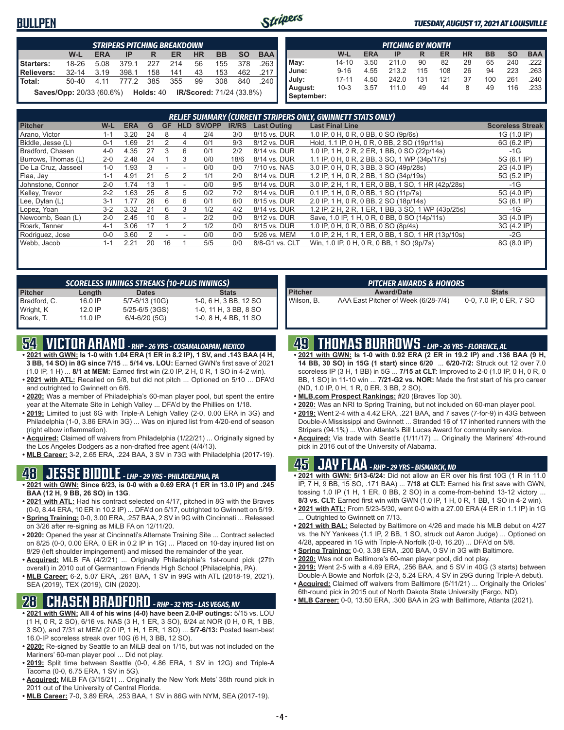# BULLPEN

*TUESDAY, AUGUST 17, 2021 AT LOUISVILLE*

| STRIPERS PITCHING BREAKDOWN | | | | | | | | | |
|---|---|---|---|---|---|---|---|---|---|
| | W-L | ERA | IP | R | ER | HR | BB | SO | BAA |
| Starters: | 18-26 | 5.08 | 379.1 | 227 | 214 | 56 | 155 | 378 | .263 |
| Relievers: | 32-14 | 3.19 | 398.1 | 158 | 141 | 43 | 153 | 462 | .217 |
| Total: | 50-40 | 4.11 | 777.2 | 385 | 355 | 99 | 308 | 840 | .240 |

**Saves/Opp:** 20/33 (60.6%) **Holds:** 40 **IR/Scored:** 71/24 (33.8%)

| PITCHING BY MONTH | | | | | | | | | |
|---|---|---|---|---|---|---|---|---|---|
| | W-L | ERA | IP | R | ER | HR | BB | SO | BAA |
| May: | 14-10 | 3.50 | 211.0 | 90 | 82 | 28 | 65 | 240 | .222 |
| June: | 9-16 | 4.55 | 213.2 | 115 | 108 | 26 | 94 | 223 | .263 |
| July: | 17-11 | 4.50 | 242.0 | 131 | 121 | 37 | 100 | 261 | .240 |
| August: | 10-3 | 3.57 | 111.0 | 49 | 44 | 8 | 49 | 116 | .233 |
| September: | | | | | | | | | |

| RELIEF SUMMARY (CURRENT STRIPERS ONLY, GWINNETT STATS ONLY) | | | | | | | | | | |
|---|---|---|---|---|---|---|---|---|---|---|
| Pitcher | W-L | ERA | G | GF | HLD | SV/OPP | IR/RS | Last Outing | Last Final Line | Scoreless Streak |
| Arano, Victor | 1-1 | 3.20 | 24 | 8 | 4 | 2/4 | 3/0 | 8/15 vs. DUR | 1.0 IP, 0 H, 0 R, 0 BB, 0 SO (9p/6s) | 1G (1.0 IP) |
| Biddle, Jesse (L) | 0-1 | 1.69 | 21 | 2 | 4 | 0/1 | 9/3 | 8/12 vs. DUR | Hold, 1.1 IP, 0 H, 0 R, 0 BB, 2 SO (19p/11s) | 6G (6.2 IP) |
| Bradford, Chasen | 4-0 | 4.35 | 27 | 3 | 6 | 0/1 | 2/2 | 8/14 vs. DUR | 1.0 IP, 1 H, 2 R, 2 ER, 1 BB, 0 SO (22p/14s) | -1G |
| Burrows, Thomas (L) | 2-0 | 2.48 | 24 | 1 | 3 | 0/0 | 18/6 | 8/14 vs. DUR | 1.1 IP, 0 H, 0 R, 2 BB, 3 SO, 1 WP (34p/17s) | 5G (6.1 IP) |
| De La Cruz, Jasseel | 1-0 | 1.93 | 3 | - | - | 0/0 | 0/0 | 7/10 vs. NAS | 3.0 IP, 0 H, 0 R, 3 BB, 3 SO (49p/28s) | 2G (4.0 IP) |
| Flaa, Jay | 1-1 | 4.91 | 21 | 5 | 2 | 1/1 | 2/0 | 8/14 vs. DUR | 1.2 IP, 1 H, 0 R, 2 BB, 1 SO (34p/19s) | 5G (5.2 IP) |
| Johnstone, Connor | 2-0 | 1.74 | 13 | 1 | - | 0/0 | 9/5 | 8/14 vs. DUR | 3.0 IP, 2 H, 1 R, 1 ER, 0 BB, 1 SO, 1 HR (42p/28s) | -1G |
| Kelley, Trevor | 2-2 | 1.63 | 25 | 8 | 5 | 0/2 | 7/2 | 8/14 vs. DUR | 0.1 IP, 1 H, 0 R, 0 BB, 1 SO (11p/7s) | 5G (4.0 IP) |
| Lee, Dylan (L) | 3-1 | 1.77 | 26 | 6 | 6 | 0/1 | 6/0 | 8/15 vs. DUR | 2.0 IP, 1 H, 0 R, 0 BB, 2 SO (18p/14s) | 5G (6.1 IP) |
| Lopez, Yoan | 3-2 | 3.32 | 21 | 6 | 3 | 1/2 | 4/2 | 8/14 vs. DUR | 1.2 IP, 2 H, 2 R, 1 BB, 3 SO, 1 WP (43p/25s) | -1G |
| Newcomb, Sean (L) | 2-0 | 2.45 | 10 | 8 | - | 2/2 | 0/0 | 8/12 vs. DUR | Save, 1.0 IP, 1 H, 0 R, 0 BB, 0 SO (14p/11s) | 3G (4.0 IP) |
| Roark, Tanner | 4-1 | 3.06 | 17 | 1 | 2 | 1/2 | 0/0 | 8/15 vs. DUR | 1.0 IP, 0 H, 0 R, 0 BB, 0 SO (8p/4s) | 3G (4.2 IP) |
| Rodriguez, Jose | 0-0 | 3.60 | 2 | - | - | 0/0 | 0/0 | 5/26 vs. MEM | 1.0 IP, 2 H, 1 R, 1 ER, 0 BB, 1 SO, 1 HR (13p/10s) | -2G |
| Webb, Jacob | 1-1 | 2.21 | 20 | 16 | 1 | 5/5 | 0/0 | 8/8-G1 vs. CLT | Win, 1.0 IP, 0 H, 0 R, 0 BB, 1 SO (9p/7s) | 8G (8.0 IP) |

| SCORELESS INNINGS STREAKS (10-PLUS INNINGS) | | | |
|---|---|---|---|
| Pitcher | Length | Dates | Stats |
| Bradford, C. | 16.0 IP | 5/7-6/13 (10G) | 1-0, 6 H, 3 BB, 12 SO |
| Wright, K | 12.0 IP | 5/25-6/5 (3GS) | 1-0, 11 H, 3 BB, 8 SO |
| Roark, T. | 11.0 IP | 6/4-6/20 (5G) | 1-0, 8 H, 4 BB, 11 SO |

| PITCHER AWARDS & HONORS | | |
|---|---|---|
| Pitcher | Award/Date | Stats |
| Wilson, B. | AAA East Pitcher of Week (6/28-7/4) | 0-0, 7.0 IP, 0 ER, 7 SO |

## 54 VICTOR ARANO - RHP - 26 YRS - COSAMALOAPAN, MEXICO

- **2021 with GWN: Is 1-0 with 1.04 ERA (1 ER in 8.2 IP), 1 SV, and .143 BAA (4 H, 3 BB, 14 SO) in 8G since 7/15** ... **5/14 vs. LOU:** Earned GWN's first save of 2021 (1.0 IP, 1 H) ... **8/1 at MEM:** Earned first win (2.0 IP, 2 H, 0 R, 1 SO in 4-2 win).
- **2021 with ATL:** Recalled on 5/8, but did not pitch ... Optioned on 5/10 ... DFA'd and outrighted to Gwinnett on 6/6.
- **2020:** Was a member of Philadelphia's 60-man player pool, but spent the entire year at the Alternate Site in Lehigh Valley ... DFA'd by the Phillies on 1/18.
- **2019:** Limited to just 6G with Triple-A Lehigh Valley (2-0, 0.00 ERA in 3G) and Philadelphia (1-0, 3.86 ERA in 3G) ... Was on injured list from 4/20-end of season (right elbow inflammation).
- **Acquired:** Claimed off waivers from Philadelphia (1/22/21) ... Originally signed by the Los Angeles Dodgers as a non-drafted free agent (4/4/13).
- **MLB Career:** 3-2, 2.65 ERA, .224 BAA, 3 SV in 73G with Philadelphia (2017-19).

## 48 JESSE BIDDLE - LHP - 29 YRS - PHILADELPHIA, PA

- **2021 with GWN: Since 6/23, is 0-0 with a 0.69 ERA (1 ER in 13.0 IP) and .245 BAA (12 H, 9 BB, 26 SO) in 13G**.
- **2021 with ATL:** Had his contract selected on 4/17, pitched in 8G with the Braves (0-0, 8.44 ERA, 10 ER in 10.2 IP) ... DFA'd on 5/17, outrighted to Gwinnett on 5/19.
- **Spring Training:** 0-0, 3.00 ERA, .257 BAA, 2 SV in 9G with Cincinnati ... Released on 3/26 after re-signing as MiLB FA on 12/11/20.
- **2020:** Opened the year at Cincinnati's Alternate Training Site ... Contract selected on 8/25 (0-0, 0.00 ERA, 0 ER in 0.2 IP in 1G) ... Placed on 10-day injured list on 8/29 (left shoulder impingement) and missed the remainder of the year.
- **Acquired:** MiLB FA (4/2/21) ... Originally Philadelphia's 1st-round pick (27th overall) in 2010 out of Germantown Friends High School (Philadelphia, PA).
- **MLB Career:** 6-2, 5.07 ERA, .261 BAA, 1 SV in 99G with ATL (2018-19, 2021), SEA (2019), TEX (2019), CIN (2020).

## 28 CHASEN BRADFORD - RHP - 32 YRS - LAS VEGAS, NV

- **2021 with GWN: All 4 of his wins (4-0) have been 2.0-IP outings:** 5/15 vs. LOU (1 H, 0 R, 2 SO), 6/16 vs. NAS (3 H, 1 ER, 3 SO), 6/24 at NOR (0 H, 0 R, 1 BB, 3 SO), and 7/31 at MEM (2.0 IP, 1 H, 1 ER, 1 SO) ... **5/7-6/13:** Posted team-best 16.0-IP scoreless streak over 10G (6 H, 3 BB, 12 SO).
- **2020:** Re-signed by Seattle to an MiLB deal on 1/15, but was not included on the Mariners' 60-man player pool ... Did not play.
- **2019:** Split time between Seattle (0-0, 4.86 ERA, 1 SV in 12G) and Triple-A Tacoma (0-0, 6.75 ERA, 1 SV in 5G).
- **Acquired:** MiLB FA (3/15/21) ... Originally the New York Mets' 35th round pick in 2011 out of the University of Central Florida.
- **MLB Career:** 7-0, 3.89 ERA, .253 BAA, 1 SV in 86G with NYM, SEA (2017-19).

## 49 THOMAS BURROWS - LHP - 26 YRS - FLORENCE, AL

- **2021 with GWN: Is 1-0 with 0.92 ERA (2 ER in 19.2 IP) and .136 BAA (9 H, 14 BB, 30 SO) in 15G (1 start) since 6/20** ... **6/20-7/2:** Struck out 12 over 7.0 scoreless IP (3 H, 1 BB) in 5G ... **7/15 at CLT:** Improved to 2-0 (1.0 IP, 0 H, 0 R, 0 BB, 1 SO) in 11-10 win ... **7/21-G2 vs. NOR:** Made the first start of his pro career (ND, 1.0 IP, 0 H, 1 R, 0 ER, 3 BB, 2 SO).
- **MLB.com Prospect Rankings:** #20 (Braves Top 30).
- **2020:** Was an NRI to Spring Training, but not included on 60-man player pool.
- **2019:** Went 2-4 with a 4.42 ERA, .221 BAA, and 7 saves (7-for-9) in 43G between Double-A Mississippi and Gwinnett ... Stranded 16 of 17 inherited runners with the Stripers (94.1%) ... Won Atlanta's Bill Lucas Award for community service.
- **Acquired:** Via trade with Seattle (1/11/17) ... Originally the Mariners' 4th-round pick in 2016 out of the University of Alabama.

## 45 JAY FLAA - RHP - 29 YRS - BISMARCK, ND

- **2021 with GWN:** **5/13-6/24:** Did not allow an ER over his first 10G (1 R in 11.0 IP, 7 H, 9 BB, 15 SO, .171 BAA) ... **7/18 at CLT:** Earned his first save with GWN, tossing 1.0 IP (1 H, 1 ER, 0 BB, 2 SO) in a come-from-behind 13-12 victory ... **8/3 vs. CLT:** Earned first win with GWN (1.0 IP, 1 H, 0 R, 1 BB, 1 SO in 4-2 win).
- **2021 with ATL:** From 5/23-5/30, went 0-0 with a 27.00 ERA (4 ER in 1.1 IP) in 1G ... Outrighted to Gwinnett on 7/13.
- **2021 with BAL:** Selected by Baltimore on 4/26 and made his MLB debut on 4/27 vs. the NY Yankees (1.1 IP, 2 BB, 1 SO, struck out Aaron Judge) ... Optioned on 4/28, appeared in 1G with Triple-A Norfolk (0-0, 16.20) ... DFA'd on 5/8.
- **Spring Training:** 0-0, 3.38 ERA, .200 BAA, 0 SV in 3G with Baltimore.
- **2020:** Was not on Baltimore's 60-man player pool, did not play.
- **2019:** Went 2-5 with a 4.69 ERA, .256 BAA, and 5 SV in 40G (3 starts) between Double-A Bowie and Norfolk (2-3, 5.24 ERA, 4 SV in 29G during Triple-A debut).
- **Acquired:** Claimed off waivers from Baltimore (5/11/21) ... Originally the Orioles' 6th-round pick in 2015 out of North Dakota State University (Fargo, ND).
- **MLB Career:** 0-0, 13.50 ERA, .300 BAA in 2G with Baltimore, Atlanta (2021).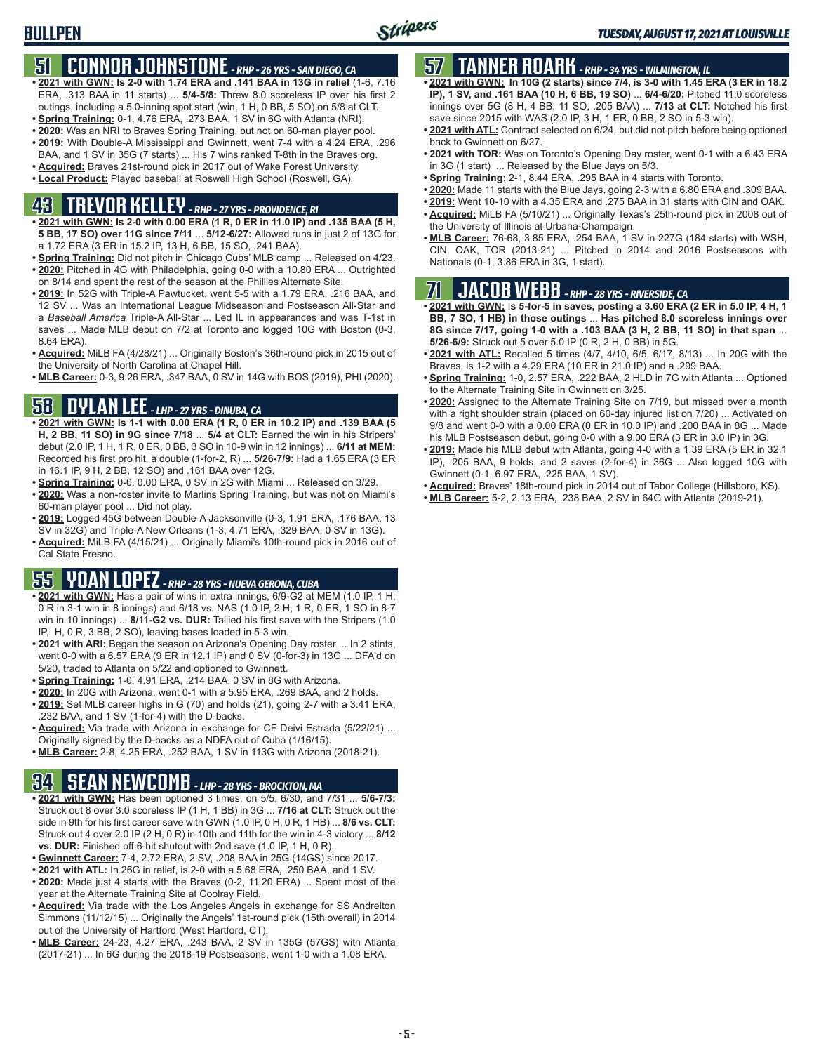# BULLPEN

## 51 CONNOR JOHNSTONE - RHP - 26 YRS - SAN DIEGO, CA

- **2021 with GWN: Is 2-0 with 1.74 ERA and .141 BAA in 13G in relief** (1-6, 7.16 ERA, .313 BAA in 11 starts) ... **5/4-5/8:** Threw 8.0 scoreless IP over his first 2 outings, including a 5.0-inning spot start (win, 1 H, 0 BB, 5 SO) on 5/8 at CLT.
- **Spring Training:** 0-1, 4.76 ERA, .273 BAA, 1 SV in 6G with Atlanta (NRI).
- **2020:** Was an NRI to Braves Spring Training, but not on 60-man player pool.
- **2019:** With Double-A Mississippi and Gwinnett, went 7-4 with a 4.24 ERA, .296 BAA, and 1 SV in 35G (7 starts) ... His 7 wins ranked T-8th in the Braves org.
- **Acquired:** Braves 21st-round pick in 2017 out of Wake Forest University.
- **Local Product:** Played baseball at Roswell High School (Roswell, GA).

## 43 TREVOR KELLEY - RHP - 27 YRS - PROVIDENCE, RI

- **2021 with GWN: Is 2-0 with 0.00 ERA (1 R, 0 ER in 11.0 IP) and .135 BAA (5 H, 5 BB, 17 SO) over 11G since 7/11** ... **5/12-6/27:** Allowed runs in just 2 of 13G for a 1.72 ERA (3 ER in 15.2 IP, 13 H, 6 BB, 15 SO, .241 BAA).
- **Spring Training:** Did not pitch in Chicago Cubs' MLB camp ... Released on 4/23.
- **2020:** Pitched in 4G with Philadelphia, going 0-0 with a 10.80 ERA ... Outrighted on 8/14 and spent the rest of the season at the Phillies Alternate Site.
- **2019:** In 52G with Triple-A Pawtucket, went 5-5 with a 1.79 ERA, .216 BAA, and 12 SV ... Was an International League Midseason and Postseason All-Star and a *Baseball America* Triple-A All-Star ... Led IL in appearances and was T-1st in saves ... Made MLB debut on 7/2 at Toronto and logged 10G with Boston (0-3, 8.64 ERA).
- **Acquired:** MiLB FA (4/28/21) ... Originally Boston's 36th-round pick in 2015 out of the University of North Carolina at Chapel Hill.
- **MLB Career:** 0-3, 9.26 ERA, .347 BAA, 0 SV in 14G with BOS (2019), PHI (2020).

## 58 DYLAN LEE - LHP - 27 YRS - DINUBA, CA

- **2021 with GWN: Is 1-1 with 0.00 ERA (1 R, 0 ER in 10.2 IP) and .139 BAA (5 H, 2 BB, 11 SO) in 9G since 7/18** ... **5/4 at CLT:** Earned the win in his Stripers' debut (2.0 IP, 1 H, 1 R, 0 ER, 0 BB, 3 SO in 10-9 win in 12 innings) ... **6/11 at MEM:** Recorded his first pro hit, a double (1-for-2, R) ... **5/26-7/9:** Had a 1.65 ERA (3 ER in 16.1 IP, 9 H, 2 BB, 12 SO) and .161 BAA over 12G.
- **Spring Training:** 0-0, 0.00 ERA, 0 SV in 2G with Miami ... Released on 3/29.
- **2020:** Was a non-roster invite to Marlins Spring Training, but was not on Miami's 60-man player pool ... Did not play.
- **2019:** Logged 45G between Double-A Jacksonville (0-3, 1.91 ERA, .176 BAA, 13 SV in 32G) and Triple-A New Orleans (1-3, 4.71 ERA, .329 BAA, 0 SV in 13G).
- **Acquired:** MiLB FA (4/15/21) ... Originally Miami's 10th-round pick in 2016 out of Cal State Fresno.

## 55 YOAN LOPEZ - RHP - 28 YRS - NUEVA GERONA, CUBA

- **2021 with GWN:** Has a pair of wins in extra innings, 6/9-G2 at MEM (1.0 IP, 1 H, 0 R in 3-1 win in 8 innings) and 6/18 vs. NAS (1.0 IP, 2 H, 1 R, 0 ER, 1 SO in 8-7 win in 10 innings) ... **8/11-G2 vs. DUR:** Tallied his first save with the Stripers (1.0 IP, H, 0 R, 3 BB, 2 SO), leaving bases loaded in 5-3 win.
- **2021 with ARI:** Began the season on Arizona's Opening Day roster ... In 2 stints, went 0-0 with a 6.57 ERA (9 ER in 12.1 IP) and 0 SV (0-for-3) in 13G ... DFA'd on 5/20, traded to Atlanta on 5/22 and optioned to Gwinnett.
- **Spring Training:** 1-0, 4.91 ERA, .214 BAA, 0 SV in 8G with Arizona.
- **2020:** In 20G with Arizona, went 0-1 with a 5.95 ERA, .269 BAA, and 2 holds.
- **2019:** Set MLB career highs in G (70) and holds (21), going 2-7 with a 3.41 ERA, .232 BAA, and 1 SV (1-for-4) with the D-backs.
- **Acquired:** Via trade with Arizona in exchange for CF Deivi Estrada (5/22/21) ... Originally signed by the D-backs as a NDFA out of Cuba (1/16/15).
- **MLB Career:** 2-8, 4.25 ERA, .252 BAA, 1 SV in 113G with Arizona (2018-21).

## 34 SEAN NEWCOMB - LHP - 28 YRS - BROCKTON, MA

- **2021 with GWN:** Has been optioned 3 times, on 5/5, 6/30, and 7/31 ... **5/6-7/3:** Struck out 8 over 3.0 scoreless IP (1 H, 1 BB) in 3G ... **7/16 at CLT:** Struck out the side in 9th for his first career save with GWN (1.0 IP, 0 H, 0 R, 1 HB) ... **8/6 vs. CLT:** Struck out 4 over 2.0 IP (2 H, 0 R) in 10th and 11th for the win in 4-3 victory ... **8/12 vs. DUR:** Finished off 6-hit shutout with 2nd save (1.0 IP, 1 H, 0 R).
- **Gwinnett Career:** 7-4, 2.72 ERA, 2 SV, .208 BAA in 25G (14GS) since 2017.
- **2021 with ATL:** In 26G in relief, is 2-0 with a 5.68 ERA, .250 BAA, and 1 SV.
- **2020:** Made just 4 starts with the Braves (0-2, 11.20 ERA) ... Spent most of the year at the Alternate Training Site at Coolray Field.
- **Acquired:** Via trade with the Los Angeles Angels in exchange for SS Andrelton Simmons (11/12/15) ... Originally the Angels' 1st-round pick (15th overall) in 2014 out of the University of Hartford (West Hartford, CT).
- **MLB Career:** 24-23, 4.27 ERA, .243 BAA, 2 SV in 135G (57GS) with Atlanta (2017-21) ... In 6G during the 2018-19 Postseasons, went 1-0 with a 1.08 ERA.

## 57 TANNER ROARK - RHP - 34 YRS - WILMINGTON, IL

- **2021 with GWN: In 10G (2 starts) since 7/4, is 3-0 with 1.45 ERA (3 ER in 18.2 IP), 1 SV, and .161 BAA (10 H, 6 BB, 19 SO)** ... **6/4-6/20:** Pitched 11.0 scoreless innings over 5G (8 H, 4 BB, 11 SO, .205 BAA) ... **7/13 at CLT:** Notched his first save since 2015 with WAS (2.0 IP, 3 H, 1 ER, 0 BB, 2 SO in 5-3 win).
- **2021 with ATL:** Contract selected on 6/24, but did not pitch before being optioned back to Gwinnett on 6/27.
- **2021 with TOR:** Was on Toronto's Opening Day roster, went 0-1 with a 6.43 ERA in 3G (1 start) ... Released by the Blue Jays on 5/3.
- **Spring Training:** 2-1, 8.44 ERA, .295 BAA in 4 starts with Toronto.
- **2020:** Made 11 starts with the Blue Jays, going 2-3 with a 6.80 ERA and .309 BAA.
- **2019:** Went 10-10 with a 4.35 ERA and .275 BAA in 31 starts with CIN and OAK.
- **Acquired:** MiLB FA (5/10/21) ... Originally Texas's 25th-round pick in 2008 out of the University of Illinois at Urbana-Champaign.
- **MLB Career:** 76-68, 3.85 ERA, .254 BAA, 1 SV in 227G (184 starts) with WSH, CIN, OAK, TOR (2013-21) ... Pitched in 2014 and 2016 Postseasons with Nationals (0-1, 3.86 ERA in 3G, 1 start).

## 71 JACOB WEBB - RHP - 28 YRS - RIVERSIDE, CA

- **2021 with GWN:** Is 5-for-5 in saves, posting a 3.60 ERA (2 ER in 5.0 IP, 4 H, 1 BB, 7 SO, 1 HB) in those outings ... **Has pitched 8.0 scoreless innings over 8G since 7/17, going 1-0 with a .103 BAA (3 H, 2 BB, 11 SO) in that span** ... **5/26-6/9:** Struck out 5 over 5.0 IP (0 R, 2 H, 0 BB) in 5G.
- **2021 with ATL:** Recalled 5 times (4/7, 4/10, 6/5, 6/17, 8/13) ... In 20G with the Braves, is 1-2 with a 4.29 ERA (10 ER in 21.0 IP) and a .299 BAA.
- **Spring Training:** 1-0, 2.57 ERA, .222 BAA, 2 HLD in 7G with Atlanta ... Optioned to the Alternate Training Site in Gwinnett on 3/25.
- **2020:** Assigned to the Alternate Training Site on 7/19, but missed over a month with a right shoulder strain (placed on 60-day injured list on 7/20) ... Activated on 9/8 and went 0-0 with a 0.00 ERA (0 ER in 10.0 IP) and .200 BAA in 8G ... Made his MLB Postseason debut, going 0-0 with a 9.00 ERA (3 ER in 3.0 IP) in 3G.
- **2019:** Made his MLB debut with Atlanta, going 4-0 with a 1.39 ERA (5 ER in 32.1 IP), .205 BAA, 9 holds, and 2 saves (2-for-4) in 36G ... Also logged 10G with Gwinnett (0-1, 6.97 ERA, .225 BAA, 1 SV).
- **Acquired:** Braves' 18th-round pick in 2014 out of Tabor College (Hillsboro, KS).
- **MLB Career:** 5-2, 2.13 ERA, .238 BAA, 2 SV in 64G with Atlanta (2019-21).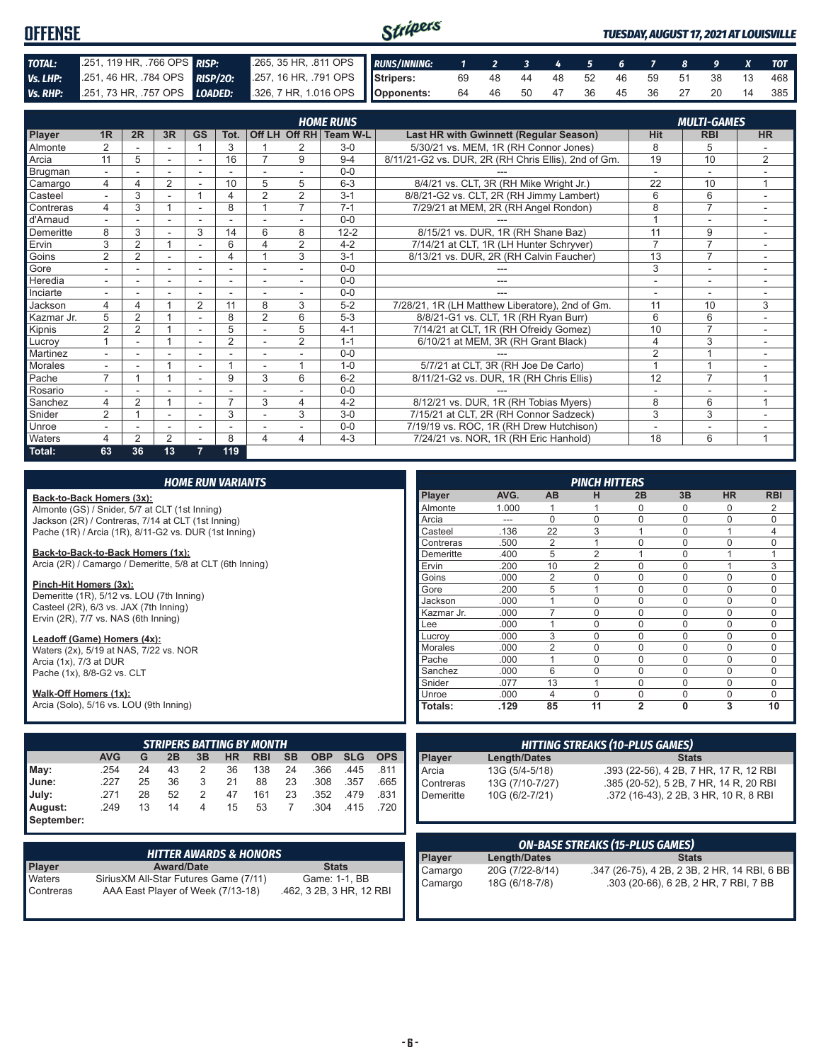# OFFENSE

*TUESDAY, AUGUST 17, 2021 AT LOUISVILLE*

| TOTAL: | .251, 119 HR, .766 OPS | RISP: | .265, 35 HR, .811 OPS |
|---|---|---|---|
| Vs. LHP: | .251, 46 HR, .784 OPS | RISP/2O: | .257, 16 HR, .791 OPS |
| Vs. RHP: | .251, 73 HR, .757 OPS | LOADED: | .326, 7 HR, 1.016 OPS |

| RUNS/INNING: | 1 | 2 | 3 | 4 | 5 | 6 | 7 | 8 | 9 | X | TOT |
|---|---|---|---|---|---|---|---|---|---|---|---|
| Stripers: | 69 | 48 | 44 | 48 | 52 | 46 | 59 | 51 | 38 | 13 | 468 |
| Opponents: | 64 | 46 | 50 | 47 | 36 | 45 | 36 | 27 | 20 | 14 | 385 |

## HOME RUNS / MULTI-GAMES

| Player | 1R | 2R | 3R | GS | Tot. | Off LH | Off RH | Team W-L | Last HR with Gwinnett (Regular Season) | Hit | RBI | HR |
|---|---|---|---|---|---|---|---|---|---|---|---|---|
| Almonte | 2 | - | - | 1 | 3 | 1 | 2 | 3-0 | 5/30/21 vs. MEM, 1R (RH Connor Jones) | 8 | 5 | - |
| Arcia | 11 | 5 | - | - | 16 | 7 | 9 | 9-4 | 8/11/21-G2 vs. DUR, 2R (RH Chris Ellis), 2nd of Gm. | 19 | 10 | 2 |
| Brugman | - | - | - | - | - | - | - | 0-0 | --- | - | - | - |
| Camargo | 4 | 4 | 2 | - | 10 | 5 | 5 | 6-3 | 8/4/21 vs. CLT, 3R (RH Mike Wright Jr.) | 22 | 10 | 1 |
| Casteel | - | 3 | - | 1 | 4 | 2 | 2 | 3-1 | 8/8/21-G2 vs. CLT, 2R (RH Jimmy Lambert) | 6 | 6 | - |
| Contreras | 4 | 3 | 1 | - | 8 | 1 | 7 | 7-1 | 7/29/21 at MEM, 2R (RH Angel Rondon) | 8 | 7 | - |
| d'Arnaud | - | - | - | - | - | - | - | 0-0 | --- | 1 | - | - |
| Demeritte | 8 | 3 | - | 3 | 14 | 6 | 8 | 12-2 | 8/15/21 vs. DUR, 1R (RH Shane Baz) | 11 | 9 | - |
| Ervin | 3 | 2 | 1 | - | 6 | 4 | 2 | 4-2 | 7/14/21 at CLT, 1R (LH Hunter Schryver) | 7 | 7 | - |
| Goins | 2 | 2 | - | - | 4 | 1 | 3 | 3-1 | 8/13/21 vs. DUR, 2R (RH Calvin Faucher) | 13 | 7 | - |
| Gore | - | - | - | - | - | - | - | 0-0 | --- | 3 | - | - |
| Heredia | - | - | - | - | - | - | - | 0-0 | --- | - | - | - |
| Inciarte | - | - | - | - | - | - | - | 0-0 | --- | - | - | - |
| Jackson | 4 | 4 | 1 | 2 | 11 | 8 | 3 | 5-2 | 7/28/21, 1R (LH Matthew Liberatore), 2nd of Gm. | 11 | 10 | 3 |
| Kazmar Jr. | 5 | 2 | 1 | - | 8 | 2 | 6 | 5-3 | 8/8/21-G1 vs. CLT, 1R (RH Ryan Burr) | 6 | 6 | - |
| Kipnis | 2 | 2 | 1 | - | 5 | - | 5 | 4-1 | 7/14/21 at CLT, 1R (RH Ofreidy Gomez) | 10 | 7 | - |
| Lucroy | 1 | - | 1 | - | 2 | - | 2 | 1-1 | 6/10/21 at MEM, 3R (RH Grant Black) | 4 | 3 | - |
| Martinez | - | - | - | - | - | - | - | 0-0 | --- | 2 | 1 | - |
| Morales | - | - | 1 | - | 1 | - | 1 | 1-0 | 5/7/21 at CLT, 3R (RH Joe De Carlo) | 1 | 1 | - |
| Pache | 7 | 1 | 1 | - | 9 | 3 | 6 | 6-2 | 8/11/21-G2 vs. DUR, 1R (RH Chris Ellis) | 12 | 7 | 1 |
| Rosario | - | - | - | - | - | - | - | 0-0 | --- | - | - | - |
| Sanchez | 4 | 2 | 1 | - | 7 | 3 | 4 | 4-2 | 8/12/21 vs. DUR, 1R (RH Tobias Myers) | 8 | 6 | 1 |
| Snider | 2 | 1 | - | - | 3 | - | 3 | 3-0 | 7/15/21 at CLT, 2R (RH Connor Sadzeck) | 3 | 3 | - |
| Unroe | - | - | - | - | - | - | - | 0-0 | 7/19/19 vs. ROC, 1R (RH Drew Hutchison) | - | - | - |
| Waters | 4 | 2 | 2 | - | 8 | 4 | 4 | 4-3 | 7/24/21 vs. NOR, 1R (RH Eric Hanhold) | 18 | 6 | 1 |
| Total: | 63 | 36 | 13 | 7 | 119 | | | | | | | |

## HOME RUN VARIANTS

**Back-to-Back Homers (3x):**
Almonte (GS) / Snider, 5/7 at CLT (1st Inning)
Jackson (2R) / Contreras, 7/14 at CLT (1st Inning)
Pache (1R) / Arcia (1R), 8/11-G2 vs. DUR (1st Inning)

**Back-to-Back-to-Back Homers (1x):**
Arcia (2R) / Camargo / Demeritte, 5/8 at CLT (6th Inning)

**Pinch-Hit Homers (3x):**
Demeritte (1R), 5/12 vs. LOU (7th Inning)
Casteel (2R), 6/3 vs. JAX (7th Inning)
Ervin (2R), 7/7 vs. NAS (6th Inning)

**Leadoff (Game) Homers (4x):**
Waters (2x), 5/19 at NAS, 7/22 vs. NOR
Arcia (1x), 7/3 at DUR
Pache (1x), 8/8-G2 vs. CLT

**Walk-Off Homers (1x):**
Arcia (Solo), 5/16 vs. LOU (9th Inning)

## PINCH HITTERS

| Player | AVG. | AB | H | 2B | 3B | HR | RBI |
|---|---|---|---|---|---|---|---|
| Almonte | 1.000 | 1 | 1 | 0 | 0 | 0 | 2 |
| Arcia | --- | 0 | 0 | 0 | 0 | 0 | 0 |
| Casteel | .136 | 22 | 3 | 1 | 0 | 1 | 4 |
| Contreras | .500 | 2 | 1 | 0 | 0 | 0 | 0 |
| Demeritte | .400 | 5 | 2 | 1 | 0 | 1 | 1 |
| Ervin | .200 | 10 | 2 | 0 | 0 | 1 | 3 |
| Goins | .000 | 2 | 0 | 0 | 0 | 0 | 0 |
| Gore | .200 | 5 | 1 | 0 | 0 | 0 | 0 |
| Jackson | .000 | 1 | 0 | 0 | 0 | 0 | 0 |
| Kazmar Jr. | .000 | 7 | 0 | 0 | 0 | 0 | 0 |
| Lee | .000 | 1 | 0 | 0 | 0 | 0 | 0 |
| Lucroy | .000 | 3 | 0 | 0 | 0 | 0 | 0 |
| Morales | .000 | 2 | 0 | 0 | 0 | 0 | 0 |
| Pache | .000 | 1 | 0 | 0 | 0 | 0 | 0 |
| Sanchez | .000 | 6 | 0 | 0 | 0 | 0 | 0 |
| Snider | .077 | 13 | 1 | 0 | 0 | 0 | 0 |
| Unroe | .000 | 4 | 0 | 0 | 0 | 0 | 0 |
| Totals: | .129 | 85 | 11 | 2 | 0 | 3 | 10 |

## STRIPERS BATTING BY MONTH

| | AVG | G | 2B | 3B | HR | RBI | SB | OBP | SLG | OPS |
|---|---|---|---|---|---|---|---|---|---|---|
| May: | .254 | 24 | 43 | 2 | 36 | 138 | 24 | .366 | .445 | .811 |
| June: | .227 | 25 | 36 | 3 | 21 | 88 | 23 | .308 | .357 | .665 |
| July: | .271 | 28 | 52 | 2 | 47 | 161 | 23 | .352 | .479 | .831 |
| August: | .249 | 13 | 14 | 4 | 15 | 53 | 7 | .304 | .415 | .720 |
| September: | | | | | | | | | | |

## HITTING STREAKS (10-PLUS GAMES)

| Player | Length/Dates | Stats |
|---|---|---|
| Arcia | 13G (5/4-5/18) | .393 (22-56), 4 2B, 7 HR, 17 R, 12 RBI |
| Contreras | 13G (7/10-7/27) | .385 (20-52), 5 2B, 7 HR, 14 R, 20 RBI |
| Demeritte | 10G (6/2-7/21) | .372 (16-43), 2 2B, 3 HR, 10 R, 8 RBI |

## HITTER AWARDS & HONORS

| Player | Award/Date | Stats |
|---|---|---|
| Waters | SiriusXM All-Star Futures Game (7/11) | Game: 1-1, BB |
| Contreras | AAA East Player of Week (7/13-18) | .462, 3 2B, 3 HR, 12 RBI |

## ON-BASE STREAKS (15-PLUS GAMES)

| Player | Length/Dates | Stats |
|---|---|---|
| Camargo | 20G (7/22-8/14) | .347 (26-75), 4 2B, 2 3B, 2 HR, 14 RBI, 6 BB |
| Camargo | 18G (6/18-7/8) | .303 (20-66), 6 2B, 2 HR, 7 RBI, 7 BB |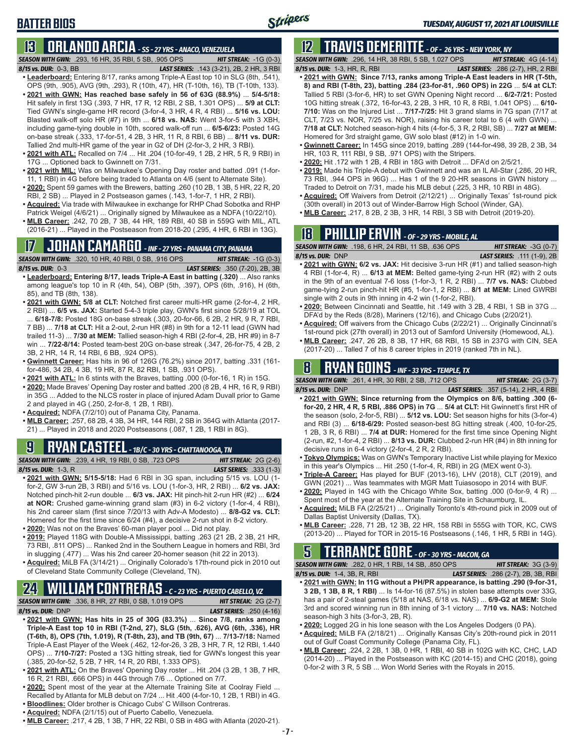# BATTER BIOS

*TUESDAY, AUGUST 17, 2021 AT LOUISVILLE*

## 13 ORLANDO ARCIA - SS - 27 YRS - ANACO, VENEZUELA

**SEASON WITH GWN:** .293, 16 HR, 35 RBI, 5 SB, .905 OPS — **HIT STREAK:** -1G (0-3)
**8/15 vs. DUR:** 0-3, BB — **LAST SERIES:** .143 (3-21), 2B, 2 HR, 3 RBI

- **Leaderboard:** Entering 8/17, ranks among Triple-A East top 10 in SLG (8th, .541), OPS (9th, .905), AVG (9th, .293), R (10th, 47), HR (T-10th, 16), TB (T-10th, 133).
- **2021 with GWN: Has reached base safely in 56 of 63G (88.9%)** ... **5/4-5/18:** Hit safely in first 13G (.393, 7 HR, 17 R, 12 RBI, 2 SB, 1.301 OPS) ... **5/9 at CLT:** Tied GWN's single-game HR record (3-for-4, 3 HR, 4 R, 4 RBI) ... **5/16 vs. LOU:** Blasted walk-off solo HR (#7) in 9th ... **6/18 vs. NAS:** Went 3-for-5 with 3 XBH, including game-tying double in 10th, scored walk-off run ... **6/5-6/23:** Posted 14G on-base streak (.333, 17-for-51, 4 2B, 3 HR, 11 R, 8 RBI, 6 BB) ... **8/11 vs. DUR:** Tallied 2nd multi-HR game of the year in G2 of DH (2-for-3, 2 HR, 3 RBI).
- **2021 with ATL:** Recalled on 7/4 ... Hit .204 (10-for-49, 1 2B, 2 HR, 5 R, 9 RBI) in 17G ... Optioned back to Gwinnett on 7/31.
- **2021 with MIL:** Was on Milwaukee's Opening Day roster and batted .091 (1-for-11, 1 RBI) in 4G before being traded to Atlanta on 4/6 (sent to Alternate Site).
- **2020:** Spent 59 games with the Brewers, batting .260 (10 2B, 1 3B, 5 HR, 22 R, 20 RBI, 2 SB) ... Played in 2 Postseason games (.143, 1-for-7, 1 HR, 2 RBI).
- **Acquired:** Via trade with Milwaukee in exchange for RHP Chad Sobotka and RHP Patrick Weigel (4/6/21) ... Originally signed by Milwaukee as a NDFA (10/22/10).
- **MLB Career:** .242, 70 2B, 7 3B, 44 HR, 189 RBI, 40 SB in 559G with MIL, ATL (2016-21) ... Played in the Postseason from 2018-20 (.295, 4 HR, 6 RBI in 13G).

## 17 JOHAN CAMARGO - INF - 27 YRS - PANAMA CITY, PANAMA

**SEASON WITH GWN:** .320, 10 HR, 40 RBI, 0 SB, .916 OPS — **HIT STREAK:** -1G (0-3)
**8/15 vs. DUR:** 0-3 — **LAST SERIES:** .350 (7-20), 2B, 3B

- **Leaderboard: Entering 8/17, leads Triple-A East in batting (.320)** ... Also ranks among league's top 10 in R (4th, 54), OBP (5th, .397), OPS (6th, .916), H (6th, 85), and TB (8th, 138).
- **2021 with GWN: 5/8 at CLT:** Notched first career multi-HR game (2-for-4, 2 HR, 2 RBI) ... **6/5 vs. JAX:** Started 5-4-3 triple play, GWN's first since 5/28/19 at TOL ... **6/18-7/8:** Posted 18G on-base streak (.303, 20-for-66, 6 2B, 2 HR, 9 R, 7 RBI, 7 BB) ... **7/18 at CLT:** Hit a 2-out, 2-run HR (#8) in 9th for a 12-11 lead (GWN had trailed 11-3) ... **7/30 at MEM:** Tallied season-high 4 RBI (2-for-4, 2B, HR #9) in 8-7 win ... **7/22-8/14:** Posted team-best 20G on-base streak (.347, 26-for-75, 4 2B, 3 3B, 2 HR, 14 R, 14 RBI, 6 BB, .924 OPS).
- **Gwinnett Career:** Has hits in 96 of 126G (76.2%) since 2017, batting .331 (161-for-486, 34 2B, 4 3B, 19 HR, 87 R, 82 RBI, 1 SB, .931 OPS).
- **2021 with ATL:** In 6 stints with the Braves, batting .000 (0-for-16, 1 R) in 15G.
- **2020:** Made Braves' Opening Day roster and batted .200 (8 2B, 4 HR, 16 R, 9 RBI) in 35G ... Added to the NLCS roster in place of injured Adam Duvall prior to Game 2 and played in 4G (.250, 2-for-8, 1 2B, 1 RBI).
- **Acquired:** NDFA (7/2/10) out of Panama City, Panama.
- **MLB Career:** .257, 68 2B, 4 3B, 34 HR, 144 RBI, 2 SB in 364G with Atlanta (2017-21) ... Played in 2018 and 2020 Postseasons (.087, 1 2B, 1 RBI in 8G).

## 9 RYAN CASTEEL - 1B/C - 30 YRS - CHATTANOOGA, TN

**SEASON WITH GWN:** .239, 4 HR, 19 RBI, 0 SB, .723 OPS — **HIT STREAK:** 2G (2-6)
**8/15 vs. DUR:** 1-3, R — **LAST SERIES:** .333 (1-3)

- **2021 with GWN: 5/15-5/18:** Had 6 RBI in 3G span, including 5/15 vs. LOU (1-for-2, GW 3-run 2B, 3 RBI) and 5/16 vs. LOU (1-for-3, HR, 2 RBI) ... **6/2 vs. JAX:** Notched pinch-hit 2-run double ... **6/3 vs. JAX:** Hit pinch-hit 2-run HR (#2) ... **6/24 at NOR:** Crushed game-winning grand slam (#3) in 6-2 victory (1-for-4, 4 RBI), his 2nd career slam (first since 7/20/13 with Adv-A Modesto) ... **8/8-G2 vs. CLT:** Homered for the first time since 6/24 (#4), a decisive 2-run shot in 8-2 victory.
- **2020:** Was not on the Braves' 60-man player pool ... Did not play.
- **2019:** Played 118G with Double-A Mississippi, batting .263 (21 2B, 2 3B, 21 HR, 73 RBI, .811 OPS) ... Ranked 2nd in the Southern League in homers and RBI, 3rd in slugging (.477) ... Was his 2nd career 20-homer season (hit 22 in 2013).
- **Acquired:** MiLB FA (3/14/21) ... Originally Colorado's 17th-round pick in 2010 out of Cleveland State Community College (Cleveland, TN).

## 24 WILLIAM CONTRERAS - C - 23 YRS - PUERTO CABELLO, VZ

**SEASON WITH GWN:** .336, 8 HR, 27 RBI, 0 SB, 1.019 OPS — **HIT STREAK:** 2G (2-7)
**8/15 vs. DUR:** DNP — **LAST SERIES:** .250 (4-16)

- **2021 with GWN: Has hits in 25 of 30G (83.3%)** ... **Since 7/8, ranks among Triple-A East top 10 in RBI (T-2nd, 27), SLG (5th, .626), AVG (6th, .336), HR (T-6th, 8), OPS (7th, 1.019), R (T-8th, 23), and TB (9th, 67)** ... **7/13-7/18:** Named Triple-A East Player of the Week (.462, 12-for-26, 3 2B, 3 HR, 7 R, 12 RBI, 1.440 OPS) ... **7/10-7/27:** Posted a 13G hitting streak, tied for GWN's longest this year (.385, 20-for-52, 5 2B, 7 HR, 14 R, 20 RBI, 1.333 OPS).
- **2021 with ATL:** On the Braves' Opening Day roster ... Hit .204 (3 2B, 1 3B, 7 HR, 16 R, 21 RBI, .666 OPS) in 44G through 7/6 ... Optioned on 7/7.
- **2020:** Spent most of the year at the Alternate Training Site at Coolray Field ... Recalled by Atlanta for MLB debut on 7/24 ... Hit .400 (4-for-10, 1 2B, 1 RBI) in 4G.
- **Bloodlines:** Older brother is Chicago Cubs' C Willson Contreras.
- **Acquired:** NDFA (2/1/15) out of Puerto Cabello, Venezuela.
- **MLB Career:** .217, 4 2B, 1 3B, 7 HR, 22 RBI, 0 SB in 48G with Atlanta (2020-21).

## 12 TRAVIS DEMERITTE - OF - 26 YRS - NEW YORK, NY

**SEASON WITH GWN:** .296, 14 HR, 38 RBI, 5 SB, 1.027 OPS — **HIT STREAK:** 4G (4-14)
**8/15 vs. DUR:** 1-3, HR, R, RBI — **LAST SERIES:** .286 (2-7), HR, 2 RBI

- **2021 with GWN: Since 7/13, ranks among Triple-A East leaders in HR (T-5th, 8) and RBI (T-8th, 23), batting .284 (23-for-81, .960 OPS) in 22G** ... **5/4 at CLT:** Tallied 5 RBI (3-for-6, HR) to set GWN Opening Night record ... **6/2-7/21:** Posted 10G hitting streak (.372, 16-for-43, 2 2B, 3 HR, 10 R, 8 RBI, 1.041 OPS) ... **6/10-7/10:** Was on the Injured List ... **7/17-7/25:** Hit 3 grand slams in 7G span (7/17 at CLT, 7/23 vs. NOR, 7/25 vs. NOR), raising his career total to 6 (4 with GWN) ... **7/18 at CLT:** Notched season-high 4 hits (4-for-5, 3 R, 2 RBI, SB) ... **7/27 at MEM:** Homered for 3rd straight game, GW solo blast (#12) in 1-0 win.
- **Gwinnett Career:** In 145G since 2019, batting .289 (144-for-498, 39 2B, 2 3B, 34 HR, 103 R, 111 RBI, 9 SB, .971 OPS) with the Stripers.
- **2020:** Hit .172 with 1 2B, 4 RBI in 18G with Detroit ... DFA'd on 2/5/21.
- **2019:** Made his Triple-A debut with Gwinnett and was an IL All-Star (.286, 20 HR, 73 RBI, .944 OPS in 96G) ... Has 1 of the 9 20-HR seasons in GWN history ... Traded to Detroit on 7/31, made his MLB debut (.225, 3 HR, 10 RBI in 48G).
- **Acquired:** Off Waivers from Detroit (2/12/21) ... Originally Texas' 1st-round pick (30th overall) in 2013 out of Winder-Barrow High School (Winder, GA).
- **MLB Career:** .217, 8 2B, 2 3B, 3 HR, 14 RBI, 3 SB with Detroit (2019-20).

## 18 PHILLIP ERVIN - OF - 29 YRS - MOBILE, AL

**SEASON WITH GWN:** .198, 6 HR, 24 RBI, 11 SB, .636 OPS — **HIT STREAK:** -3G (0-7)
**8/15 vs. DUR:** DNP — **LAST SERIES:** .111 (1-9), 2B

- **2021 with GWN: 6/2 vs. JAX:** Hit decisive 3-run HR (#1) and tallied season-high 4 RBI (1-for-4, R) ... **6/13 at MEM:** Belted game-tying 2-run HR (#2) with 2 outs in the 9th of an eventual 7-6 loss (1-for-3, 1 R, 2 RBI) ... **7/7 vs. NAS:** Clubbed game-tying 2-run pinch-hit HR (#5, 1-for-1, 2 RBI) ... **8/1 at MEM:** Lined GWRBI single with 2 outs in 9th inning in 4-2 win (1-for-2, RBI).
- **2020:** Between Cincinnati and Seattle, hit .149 with 3 2B, 4 RBI, 1 SB in 37G ... DFA'd by the Reds (8/28), Mariners (12/16), and Chicago Cubs (2/20/21).
- **Acquired:** Off waivers from the Chicago Cubs (2/22/21) ... Originally Cincinnati's 1st-round pick (27th overall) in 2013 out of Samford University (Homewood, AL).
- **MLB Career:** .247, 26 2B, 8 3B, 17 HR, 68 RBI, 15 SB in 237G with CIN, SEA (2017-20) ... Tallied 7 of his 8 career triples in 2019 (ranked 7th in NL).

## 8 RYAN GOINS - INF - 33 YRS - TEMPLE, TX

**SEASON WITH GWN:** .261, 4 HR, 30 RBI, 2 SB, .712 OPS — **HIT STREAK:** 2G (3-7)
**8/15 vs. DUR:** DNP — **LAST SERIES:** .357 (5-14), 2 HR, 4 RBI

- **2021 with GWN: Since returning from the Olympics on 8/6, batting .300 (6-for-20, 2 HR, 4 R, 5 RBI, .886 OPS) in 7G** ... **5/4 at CLT:** Hit Gwinnett's first HR of the season (solo, 2-for-5, RBI) ... **5/12 vs. LOU:** Set season highs for hits (3-for-4) and RBI (3) ... **6/18-6/29:** Posted season-best 8G hitting streak (.400, 10-for-25, 1 2B, 3 R, 6 RBI) ... **7/4 at DUR:** Homered for the first time since Opening Night (2-run, #2, 1-for-4, 2 RBI) ... **8/13 vs. DUR:** Clubbed 2-run HR (#4) in 8th inning for decisive runs in 6-4 victory (2-for-4, 2 R, 2 RBI).
- **Tokyo Olympics:** Was on GWN's Temporary Inactive List while playing for Mexico in this year's Olympics ... Hit .250 (1-for-4, R, RBI) in 2G (MEX went 0-3).
- **Triple-A Career:** Has played for BUF (2013-16), LHV (2018), CLT (2019), and GWN (2021) ... Was teammates with MGR Matt Tuiasosopo in 2014 with BUF.
- **2020:** Played in 14G with the Chicago White Sox, batting .000 (0-for-9, 4 R) ... Spent most of the year at the Alternate Training Site in Schaumburg, IL.
- **Acquired:** MiLB FA (2/25/21) ... Originally Toronto's 4th-round pick in 2009 out of Dallas Baptist University (Dallas, TX).
- **MLB Career:** .228, 71 2B, 12 3B, 22 HR, 158 RBI in 555G with TOR, KC, CWS (2013-20) ... Played for TOR in 2015-16 Postseasons (.146, 1 HR, 5 RBI in 14G).

## 5 TERRANCE GORE - OF - 30 YRS - MACON, GA

**SEASON WITH GWN:** .282, 0 HR, 1 RBI, 14 SB, .850 OPS — **HIT STREAK:** 3G (3-9)
**8/15 vs. DUR:** 1-4, 3B, R, RBI — **LAST SERIES:** .286 (2-7), 2B, 3B, RBI

- **2021 with GWN: In 11G without a PH/PR appearance, is batting .290 (9-for-31, 3 2B, 1 3B, 8 R, 1 RBI)** ... Is 14-for-16 (87.5%) in stolen base attempts over 33G, has a pair of 2-steal games (5/18 at NAS, 6/18 vs. NAS) ... **6/9-G2 at MEM:** Stole 3rd and scored winning run in 8th inning of 3-1 victory ... **7/10 vs. NAS:** Notched season-high 3 hits (3-for-3, 2B, R).
- **2020:** Logged 2G in his lone season with the Los Angeles Dodgers (0 PA).
- **Acquired:** MiLB FA (2/18/21) ... Originally Kansas City's 20th-round pick in 2011 out of Gulf Coast Community College (Panama City, FL).
- **MLB Career:** .224, 2 2B, 1 3B, 0 HR, 1 RBI, 40 SB in 102G with KC, CHC, LAD (2014-20) ... Played in the Postseason with KC (2014-15) and CHC (2018), going 0-for-2 with 3 R, 5 SB ... Won World Series with the Royals in 2015.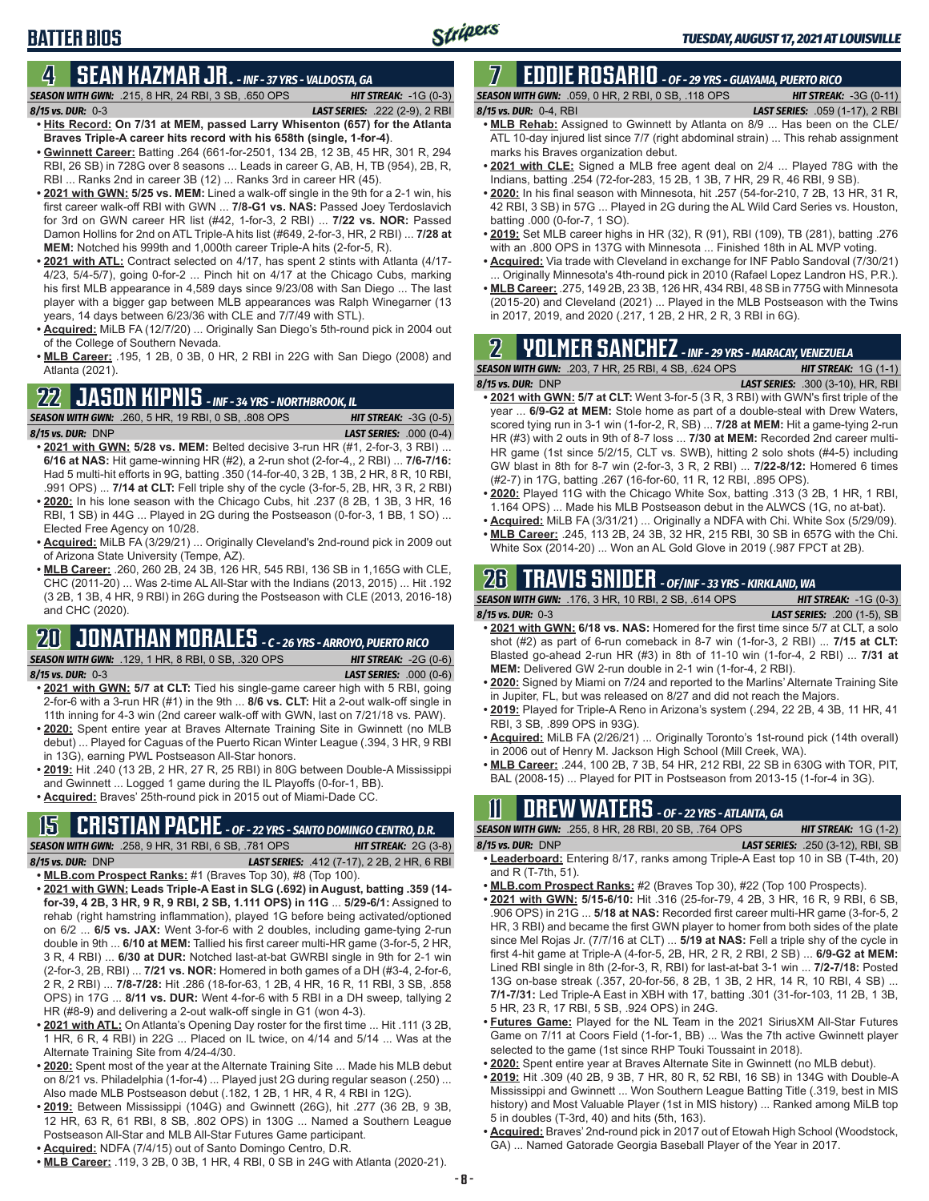# BATTER BIOS

*TUESDAY, AUGUST 17, 2021 AT LOUISVILLE*

## 4 SEAN KAZMAR JR. - INF - 37 YRS - VALDOSTA, GA

**SEASON WITH GWN:** .215, 8 HR, 24 RBI, 3 SB, .650 OPS **HIT STREAK:** -1G (0-3)
**8/15 vs. DUR:** 0-3 **LAST SERIES:** .222 (2-9), 2 RBI

- **Hits Record: On 7/31 at MEM, passed Larry Whisenton (657) for the Atlanta Braves Triple-A career hits record with his 658th (single, 1-for-4)**.
- **Gwinnett Career:** Batting .264 (661-for-2501, 134 2B, 12 3B, 45 HR, 301 R, 294 RBI, 26 SB) in 728G over 8 seasons ... Leads in career G, AB, H, TB (954), 2B, R, RBI ... Ranks 2nd in career 3B (12) ... Ranks 3rd in career HR (45).
- **2021 with GWN: 5/25 vs. MEM:** Lined a walk-off single in the 9th for a 2-1 win, his first career walk-off RBI with GWN ... **7/8-G1 vs. NAS:** Passed Joey Terdoslavich for 3rd on GWN career HR list (#42, 1-for-3, 2 RBI) ... **7/22 vs. NOR:** Passed Damon Hollins for 2nd on ATL Triple-A hits list (#649, 2-for-3, HR, 2 RBI) ... **7/28 at MEM:** Notched his 999th and 1,000th career Triple-A hits (2-for-5, R).
- **2021 with ATL:** Contract selected on 4/17, has spent 2 stints with Atlanta (4/17-4/23, 5/4-5/7), going 0-for-2 ... Pinch hit on 4/17 at the Chicago Cubs, marking his first MLB appearance in 4,589 days since 9/23/08 with San Diego ... The last player with a bigger gap between MLB appearances was Ralph Winegarner (13 years, 14 days between 6/23/36 with CLE and 7/7/49 with STL).
- **Acquired:** MiLB FA (12/7/20) ... Originally San Diego's 5th-round pick in 2004 out of the College of Southern Nevada.
- **MLB Career:** .195, 1 2B, 0 3B, 0 HR, 2 RBI in 22G with San Diego (2008) and Atlanta (2021).

## 22 JASON KIPNIS - INF - 34 YRS - NORTHBROOK, IL

**SEASON WITH GWN:** .260, 5 HR, 19 RBI, 0 SB, .808 OPS **HIT STREAK:** -3G (0-5)
**8/15 vs. DUR:** DNP **LAST SERIES:** .000 (0-4)

- **2021 with GWN: 5/28 vs. MEM:** Belted decisive 3-run HR (#1, 2-for-3, 3 RBI) ... **6/16 at NAS:** Hit game-winning HR (#2), a 2-run shot (2-for-4,, 2 RBI) ... **7/6-7/16:** Had 5 multi-hit efforts in 9G, batting .350 (14-for-40, 3 2B, 1 3B, 2 HR, 8 R, 10 RBI, .991 OPS) ... **7/14 at CLT:** Fell triple shy of the cycle (3-for-5, 2B, HR, 3 R, 2 RBI)
- **2020:** In his lone season with the Chicago Cubs, hit .237 (8 2B, 1 3B, 3 HR, 16 RBI, 1 SB) in 44G ... Played in 2G during the Postseason (0-for-3, 1 BB, 1 SO) ... Elected Free Agency on 10/28.
- **Acquired:** MiLB FA (3/29/21) ... Originally Cleveland's 2nd-round pick in 2009 out of Arizona State University (Tempe, AZ).
- **MLB Career:** .260, 260 2B, 24 3B, 126 HR, 545 RBI, 136 SB in 1,165G with CLE, CHC (2011-20) ... Was 2-time AL All-Star with the Indians (2013, 2015) ... Hit .192 (3 2B, 1 3B, 4 HR, 9 RBI) in 26G during the Postseason with CLE (2013, 2016-18) and CHC (2020).

## 20 JONATHAN MORALES - C - 26 YRS - ARROYO, PUERTO RICO

**SEASON WITH GWN:** .129, 1 HR, 8 RBI, 0 SB, .320 OPS **HIT STREAK:** -2G (0-6)
**8/15 vs. DUR:** 0-3 **LAST SERIES:** .000 (0-6)

- **2021 with GWN: 5/7 at CLT:** Tied his single-game career high with 5 RBI, going 2-for-6 with a 3-run HR (#1) in the 9th ... **8/6 vs. CLT:** Hit a 2-out walk-off single in 11th inning for 4-3 win (2nd career walk-off with GWN, last on 7/21/18 vs. PAW).
- **2020:** Spent entire year at Braves Alternate Training Site in Gwinnett (no MLB debut) ... Played for Caguas of the Puerto Rican Winter League (.394, 3 HR, 9 RBI in 13G), earning PWL Postseason All-Star honors.
- **2019:** Hit .240 (13 2B, 2 HR, 27 R, 25 RBI) in 80G between Double-A Mississippi and Gwinnett ... Logged 1 game during the IL Playoffs (0-for-1, BB).
- **Acquired:** Braves' 25th-round pick in 2015 out of Miami-Dade CC.

## 15 CRISTIAN PACHE - OF - 22 YRS - SANTO DOMINGO CENTRO, D.R.

**SEASON WITH GWN:** .258, 9 HR, 31 RBI, 6 SB, .781 OPS **HIT STREAK:** 2G (3-8)
**8/15 vs. DUR:** DNP **LAST SERIES:** .412 (7-17), 2 2B, 2 HR, 6 RBI

- **MLB.com Prospect Ranks:** #1 (Braves Top 30), #8 (Top 100).
- **2021 with GWN: Leads Triple-A East in SLG (.692) in August, batting .359 (14-for-39, 4 2B, 3 HR, 9 R, 9 RBI, 2 SB, 1.111 OPS) in 11G** ... **5/29-6/1:** Assigned to rehab (right hamstring inflammation), played 1G before being activated/optioned on 6/2 ... **6/5 vs. JAX:** Went 3-for-6 with 2 doubles, including game-tying 2-run double in 9th ... **6/10 at MEM:** Tallied his first career multi-HR game (3-for-5, 2 HR, 3 R, 4 RBI) ... **6/30 at DUR:** Notched last-at-bat GWRBI single in 9th for 2-1 win (2-for-3, 2B, RBI) ... **7/21 vs. NOR:** Homered in both games of a DH (#3-4, 2-for-6, 2 R, 2 RBI) ... **7/8-7/28:** Hit .286 (18-for-63, 1 2B, 4 HR, 16 R, 11 RBI, 3 SB, .858 OPS) in 17G ... **8/11 vs. DUR:** Went 4-for-6 with 5 RBI in a DH sweep, tallying 2 HR (#8-9) and delivering a 2-out walk-off single in G1 (won 4-3).
- **2021 with ATL:** On Atlanta's Opening Day roster for the first time ... Hit .111 (3 2B, 1 HR, 6 R, 4 RBI) in 22G ... Placed on IL twice, on 4/14 and 5/14 ... Was at the Alternate Training Site from 4/24-4/30.
- **2020:** Spent most of the year at the Alternate Training Site ... Made his MLB debut on 8/21 vs. Philadelphia (1-for-4) ... Played just 2G during regular season (.250) ... Also made MLB Postseason debut (.182, 1 2B, 1 HR, 4 R, 4 RBI in 12G).
- **2019:** Between Mississippi (104G) and Gwinnett (26G), hit .277 (36 2B, 9 3B, 12 HR, 63 R, 61 RBI, 8 SB, .802 OPS) in 130G ... Named a Southern League Postseason All-Star and MLB All-Star Futures Game participant.
- **Acquired:** NDFA (7/4/15) out of Santo Domingo Centro, D.R.
- **MLB Career:** .119, 3 2B, 0 3B, 1 HR, 4 RBI, 0 SB in 24G with Atlanta (2020-21).

## 7 EDDIE ROSARIO - OF - 29 YRS - GUAYAMA, PUERTO RICO

**SEASON WITH GWN:** .059, 0 HR, 2 RBI, 0 SB, .118 OPS **HIT STREAK:** -3G (0-11)
**8/15 vs. DUR:** 0-4, RBI **LAST SERIES:** .059 (1-17), 2 RBI

- **MLB Rehab:** Assigned to Gwinnett by Atlanta on 8/9 ... Has been on the CLE/ATL 10-day injured list since 7/7 (right abdominal strain) ... This rehab assignment marks his Braves organization debut.
- **2021 with CLE:** Signed a MLB free agent deal on 2/4 ... Played 78G with the Indians, batting .254 (72-for-283, 15 2B, 1 3B, 7 HR, 29 R, 46 RBI, 9 SB).
- **2020:** In his final season with Minnesota, hit .257 (54-for-210, 7 2B, 13 HR, 31 R, 42 RBI, 3 SB) in 57G ... Played in 2G during the AL Wild Card Series vs. Houston, batting .000 (0-for-7, 1 SO).
- **2019:** Set MLB career highs in HR (32), R (91), RBI (109), TB (281), batting .276 with an .800 OPS in 137G with Minnesota ... Finished 18th in AL MVP voting.
- **Acquired:** Via trade with Cleveland in exchange for INF Pablo Sandoval (7/30/21) ... Originally Minnesota's 4th-round pick in 2010 (Rafael Lopez Landron HS, P.R.).
- **MLB Career:** .275, 149 2B, 23 3B, 126 HR, 434 RBI, 48 SB in 775G with Minnesota (2015-20) and Cleveland (2021) ... Played in the MLB Postseason with the Twins in 2017, 2019, and 2020 (.217, 1 2B, 2 HR, 2 R, 3 RBI in 6G).

## 2 YOLMER SANCHEZ - INF - 29 YRS - MARACAY, VENEZUELA

**SEASON WITH GWN:** .203, 7 HR, 25 RBI, 4 SB, .624 OPS **HIT STREAK:** 1G (1-1)
**8/15 vs. DUR:** DNP **LAST SERIES:** .300 (3-10), HR, RBI

- **2021 with GWN: 5/7 at CLT:** Went 3-for-5 (3 R, 3 RBI) with GWN's first triple of the year ... **6/9-G2 at MEM:** Stole home as part of a double-steal with Drew Waters, scored tying run in 3-1 win (1-for-2, R, SB) ... **7/28 at MEM:** Hit a game-tying 2-run HR (#3) with 2 outs in 9th of 8-7 loss ... **7/30 at MEM:** Recorded 2nd career multi-HR game (1st since 5/2/15, CLT vs. SWB), hitting 2 solo shots (#4-5) including GW blast in 8th for 8-7 win (2-for-3, 3 R, 2 RBI) ... **7/22-8/12:** Homered 6 times (#2-7) in 17G, batting .267 (16-for-60, 11 R, 12 RBI, .895 OPS).
- **2020:** Played 11G with the Chicago White Sox, batting .313 (3 2B, 1 HR, 1 RBI, 1.164 OPS) ... Made his MLB Postseason debut in the ALWCS (1G, no at-bat).
- **Acquired:** MiLB FA (3/31/21) ... Originally a NDFA with Chi. White Sox (5/29/09).
- **MLB Career:** .245, 113 2B, 24 3B, 32 HR, 215 RBI, 30 SB in 657G with the Chi. White Sox (2014-20) ... Won an AL Gold Glove in 2019 (.987 FPCT at 2B).

## 26 TRAVIS SNIDER - OF/INF - 33 YRS - KIRKLAND, WA

**SEASON WITH GWN:** .176, 3 HR, 10 RBI, 2 SB, .614 OPS **HIT STREAK:** -1G (0-3)
**8/15 vs. DUR:** 0-3 **LAST SERIES:** .200 (1-5), SB

- **2021 with GWN: 6/18 vs. NAS:** Homered for the first time since 5/7 at CLT, a solo shot (#2) as part of 6-run comeback in 8-7 win (1-for-3, 2 RBI) ... **7/15 at CLT:** Blasted go-ahead 2-run HR (#3) in 8th of 11-10 win (1-for-4, 2 RBI) ... **7/31 at MEM:** Delivered GW 2-run double in 2-1 win (1-for-4, 2 RBI).
- **2020:** Signed by Miami on 7/24 and reported to the Marlins' Alternate Training Site in Jupiter, FL, but was released on 8/27 and did not reach the Majors.
- **2019:** Played for Triple-A Reno in Arizona's system (.294, 22 2B, 4 3B, 11 HR, 41 RBI, 3 SB, .899 OPS in 93G).
- **Acquired:** MiLB FA (2/26/21) ... Originally Toronto's 1st-round pick (14th overall) in 2006 out of Henry M. Jackson High School (Mill Creek, WA).
- **MLB Career:** .244, 100 2B, 7 3B, 54 HR, 212 RBI, 22 SB in 630G with TOR, PIT, BAL (2008-15) ... Played for PIT in Postseason from 2013-15 (1-for-4 in 3G).

## 11 DREW WATERS - OF - 22 YRS - ATLANTA, GA

**SEASON WITH GWN:** .255, 8 HR, 28 RBI, 20 SB, .764 OPS **HIT STREAK:** 1G (1-2)
**8/15 vs. DUR:** DNP **LAST SERIES:** .250 (3-12), RBI, SB

- **Leaderboard:** Entering 8/17, ranks among Triple-A East top 10 in SB (T-4th, 20) and R (T-7th, 51).
- **MLB.com Prospect Ranks:** #2 (Braves Top 30), #22 (Top 100 Prospects).
- **2021 with GWN: 5/15-6/10:** Hit .316 (25-for-79, 4 2B, 3 HR, 16 R, 9 RBI, 6 SB, .906 OPS) in 21G ... **5/18 at NAS:** Recorded first career multi-HR game (3-for-5, 2 HR, 3 RBI) and became the first GWN player to homer from both sides of the plate since Mel Rojas Jr. (7/7/16 at CLT) ... **5/19 at NAS:** Fell a triple shy of the cycle in first 4-hit game at Triple-A (4-for-5, 2B, HR, 2 R, 2 RBI, 2 SB) ... **6/9-G2 at MEM:** Lined RBI single in 8th (2-for-3, R, RBI) for last-at-bat 3-1 win ... **7/2-7/18:** Posted 13G on-base streak (.357, 20-for-56, 8 2B, 1 3B, 2 HR, 14 R, 10 RBI, 4 SB) ... **7/1-7/31:** Led Triple-A East in XBH with 17, batting .301 (31-for-103, 11 2B, 1 3B, 5 HR, 23 R, 17 RBI, 5 SB, .924 OPS) in 24G.
- **Futures Game:** Played for the NL Team in the 2021 SiriusXM All-Star Futures Game on 7/11 at Coors Field (1-for-1, BB) ... Was the 7th active Gwinnett player selected to the game (1st since RHP Touki Toussaint in 2018).
- **2020:** Spent entire year at Braves Alternate Site in Gwinnett (no MLB debut).
- **2019:** Hit .309 (40 2B, 9 3B, 7 HR, 80 R, 52 RBI, 16 SB) in 134G with Double-A Mississippi and Gwinnett ... Won Southern League Batting Title (.319, best in MIS history) and Most Valuable Player (1st in MIS history) ... Ranked among MiLB top 5 in doubles (T-3rd, 40) and hits (5th, 163).
- **Acquired:** Braves' 2nd-round pick in 2017 out of Etowah High School (Woodstock, GA) ... Named Gatorade Georgia Baseball Player of the Year in 2017.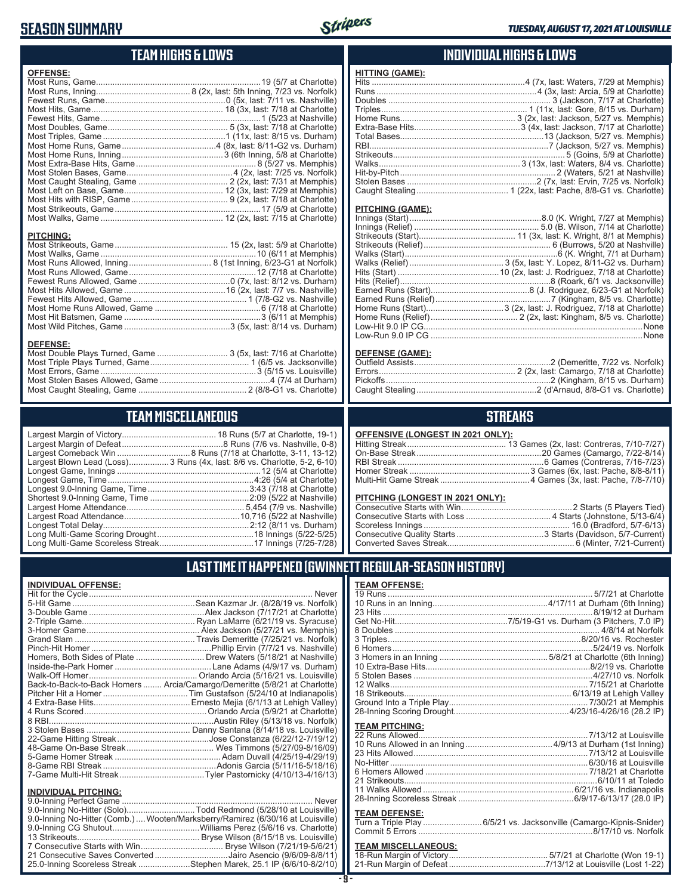# SEASON SUMMARY

## TEAM HIGHS & LOWS

### OFFENSE:

| | |
|---|---|
| Most Runs, Game | 19 (5/7 at Charlotte) |
| Most Runs, Inning | 8 (2x, last: 5th Inning, 7/23 vs. Norfolk) |
| Fewest Runs, Game | 0 (5x, last: 7/11 vs. Nashville) |
| Most Hits, Game | 18 (3x, last: 7/18 at Charlotte) |
| Fewest Hits, Game | 1 (5/23 at Nashville) |
| Most Doubles, Game | 5 (3x, last: 7/18 at Charlotte) |
| Most Triples, Game | 1 (11x, last: 8/15 vs. Durham) |
| Most Home Runs, Game | 4 (8x, last: 8/11-G2 vs. Durham) |
| Most Home Runs, Inning | 3 (6th Inning, 5/8 at Charlotte) |
| Most Extra-Base Hits, Game | 8 (5/27 vs. Memphis) |
| Most Stolen Bases, Game | 4 (2x, last: 7/25 vs. Norfolk) |
| Most Caught Stealing, Game | 2 (2x, last: 7/31 at Memphis) |
| Most Left on Base, Game | 12 (3x, last: 7/29 at Memphis) |
| Most Hits with RISP, Game | 9 (2x, last: 7/18 at Charlotte) |
| Most Strikeouts, Game | 17 (5/9 at Charlotte) |
| Most Walks, Game | 12 (2x, last: 7/15 at Charlotte) |

### PITCHING:

| | |
|---|---|
| Most Strikeouts, Game | 15 (2x, last: 5/9 at Charlotte) |
| Most Walks, Game | 10 (6/11 at Memphis) |
| Most Runs Allowed, Inning | 8 (1st Inning, 6/23-G1 at Norfolk) |
| Most Runs Allowed, Game | 12 (7/18 at Charlotte) |
| Fewest Runs Allowed, Game | 0 (7x, last: 8/12 vs. Durham) |
| Most Hits Allowed, Game | 16 (2x, last: 7/7 vs. Nashville) |
| Fewest Hits Allowed, Game | 1 (7/8-G2 vs. Nashville) |
| Most Home Runs Allowed, Game | 6 (7/18 at Charlotte) |
| Most Hit Batsmen, Game | 3 (6/11 at Memphis) |
| Most Wild Pitches, Game | 3 (5x, last: 8/14 vs. Durham) |

### DEFENSE:

| | |
|---|---|
| Most Double Plays Turned, Game | 3 (5x, last: 7/16 at Charlotte) |
| Most Triple Plays Turned, Game | 1 (6/5 vs. Jacksonville) |
| Most Errors, Game | 3 (5/15 vs. Louisville) |
| Most Stolen Bases Allowed, Game | 4 (7/4 at Durham) |
| Most Caught Stealing, Game | 2 (8/8-G1 vs. Charlotte) |

## INDIVIDUAL HIGHS & LOWS

### HITTING (GAME):

| | |
|---|---|
| Hits | 4 (7x, last: Waters, 7/29 at Memphis) |
| Runs | 4 (3x, last: Arcia, 5/9 at Charlotte) |
| Doubles | 3 (Jackson, 7/17 at Charlotte) |
| Triples | 1 (11x, last: Gore, 8/15 vs. Durham) |
| Home Runs | 3 (2x, last: Jackson, 5/27 vs. Memphis) |
| Extra-Base Hits | 3 (4x, last: Jackson, 7/17 at Charlotte) |
| Total Bases | 13 (Jackson, 5/27 vs. Memphis) |
| RBI | 7 (Jackson, 5/27 vs. Memphis) |
| Strikeouts | 5 (Goins, 5/9 at Charlotte) |
| Walks | 3 (13x, last: Waters, 8/4 vs. Charlotte) |
| Hit-by-Pitch | 2 (Waters, 5/21 at Nashville) |
| Stolen Bases | 2 (7x, last: Ervin, 7/25 vs. Norfolk) |
| Caught Stealing | 1 (22x, last: Pache, 8/8-G1 vs. Charlotte) |

### PITCHING (GAME):

| | |
|---|---|
| Innings (Start) | 8.0 (K. Wright, 7/27 at Memphis) |
| Innings (Relief) | 5.0 (B. Wilson, 7/14 at Charlotte) |
| Strikeouts (Start) | 11 (3x, last: K. Wright, 8/1 at Memphis) |
| Strikeouts (Relief) | 6 (Burrows, 5/20 at Nashville) |
| Walks (Start) | 6 (K. Wright, 7/1 at Durham) |
| Walks (Relief) | 3 (5x, last: Y. Lopez, 8/11-G2 vs. Durham) |
| Hits (Start) | 10 (2x, last: J. Rodriguez, 7/18 at Charlotte) |
| Hits (Relief) | 8 (Roark, 6/1 vs. Jacksonville) |
| Earned Runs (Start) | 8 (J. Rodriguez, 6/23-G1 at Norfolk) |
| Earned Runs (Relief) | 7 (Kingham, 8/5 vs. Charlotte) |
| Home Runs (Start) | 3 (2x, last: J. Rodriguez, 7/18 at Charlotte) |
| Home Runs (Relief) | 2 (Waters, last: Kingham, 8/5 vs. Charlotte) |
| Low-Hit 9.0 IP CG | None |
| Low-Run 9.0 IP CG | None |

### DEFENSE (GAME):

| | |
|---|---|
| Outfield Assists | 2 (Demeritte, 7/22 vs. Norfolk) |
| Errors | 2 (2x, last: Camargo, 7/18 at Charlotte) |
| Pickoffs | 2 (Kingham, 8/15 vs. Durham) |
| Caught Stealing | 2 (d'Arnaud, 8/8-G1 vs. Charlotte) |

## TEAM MISCELLANEOUS

| | |
|---|---|
| Largest Margin of Victory | 18 Runs (5/7 at Charlotte, 19-1) |
| Largest Margin of Defeat | 8 Runs (7/6 vs. Nashville, 0-8) |
| Largest Comeback Win | 8 Runs (7/18 at Charlotte, 3-11, 13-12) |
| Largest Blown Lead (Loss) | 3 Runs (4x, last: 8/6 vs. Charlotte, 5-2, 6-10) |
| Longest Game, Innings | 12 (5/4 at Charlotte) |
| Longest Game, Time | 4:26 (5/4 at Charlotte) |
| Longest 9.0-Inning Game, Time | 3:43 (7/18 at Charlotte) |
| Shortest 9.0-Inning Game, Time | 2:09 (5/22 at Nashville) |
| Largest Home Attendance | 5,454 (7/9 vs. Nashville) |
| Largest Road Attendance | 10,716 (5/22 at Nashville) |
| Longest Total Delay | 2:12 (8/11 vs. Durham) |
| Long Multi-Game Scoring Drought | 18 Innings (5/22-5/25) |
| Long Multi-Game Scoreless Streak | 17 Innings (7/25-7/28) |

## STREAKS

### OFFENSIVE (LONGEST IN 2021 ONLY):

| | |
|---|---|
| Hitting Streak | 13 Games (2x, last: Contreras, 7/10-7/27) |
| On-Base Streak | 20 Games (Camargo, 7/22-8/14) |
| RBI Streak | 6 Games (Contreras, 7/16-7/23) |
| Homer Streak | 3 Games (6x, last: Pache, 8/8-8/11) |
| Multi-Hit Game Streak | 4 Games (3x, last: Pache, 7/8-7/10) |

### PITCHING (LONGEST IN 2021 ONLY):

| | |
|---|---|
| Consecutive Starts with Win | 2 Starts (5 Players Tied) |
| Consecutive Starts with Loss | 4 Starts (Johnstone, 5/13-6/4) |
| Scoreless Innings | 16.0 (Bradford, 5/7-6/13) |
| Consecutive Quality Starts | 3 Starts (Davidson, 5/7-Current) |
| Converted Saves Streak | 6 (Minter, 7/21-Current) |

## LAST TIME IT HAPPENED (GWINNETT REGULAR-SEASON HISTORY)

### INDIVIDUAL OFFENSE:

| | |
|---|---|
| Hit for the Cycle | Never |
| 5-Hit Game | Sean Kazmar Jr. (8/28/19 vs. Norfolk) |
| 3-Double Game | Alex Jackson (7/17/21 at Charlotte) |
| 2-Triple Game | Ryan LaMarre (6/21/19 vs. Syracuse) |
| 3-Homer Game | Alex Jackson (5/27/21 vs. Memphis) |
| Grand Slam | Travis Demeritte (7/25/21 vs. Norfolk) |
| Pinch-Hit Homer | Phillip Ervin (7/7/21 vs. Nashville) |
| Homers, Both Sides of Plate | Drew Waters (5/18/21 at Nashville) |
| Inside-the-Park Homer | Lane Adams (4/9/17 vs. Durham) |
| Walk-Off Homer | Orlando Arcia (5/16/21 vs. Louisville) |
| Back-to-Back-to-Back Homers | Arcia/Camargo/Demeritte (5/8/21 at Charlotte) |
| Pitcher Hit a Homer | Tim Gustafson (5/24/10 at Indianapolis) |
| 4 Extra-Base Hits | Ernesto Mejia (6/1/13 at Lehigh Valley) |
| 4 Runs Scored | Orlando Arcia (5/9/21 at Charlotte) |
| 8 RBI | Austin Riley (5/13/18 vs. Norfolk) |
| 3 Stolen Bases | Danny Santana (8/14/18 vs. Louisville) |
| 22-Game Hitting Streak | Jose Constanza (6/22/12-7/19/12) |
| 48-Game On-Base Streak | Wes Timmons (5/27/09-8/16/09) |
| 5-Game Homer Streak | Adam Duvall (4/25/19-4/29/19) |
| 8-Game RBI Streak | Adonis Garcia (5/11/16-5/18/16) |
| 7-Game Multi-Hit Streak | Tyler Pastornicky (4/10/13-4/16/13) |

### INDIVIDUAL PITCHING:

| | |
|---|---|
| 9.0-Inning Perfect Game | Never |
| 9.0-Inning No-Hitter (Solo) | Todd Redmond (5/28/10 at Louisville) |
| 9.0-Inning No-Hitter (Comb.) | Wooten/Marksberry/Ramirez (6/30/16 at Louisville) |
| 9.0-Inning CG Shutout | Williams Perez (5/6/16 vs. Charlotte) |
| 13 Strikeouts | Bryse Wilson (8/15/18 vs. Louisville) |
| 7 Consecutive Starts with Win | Bryse Wilson (7/21/19-5/6/21) |
| 21 Consecutive Saves Converted | Jairo Asencio (9/6/09-8/8/11) |
| 25.0-Inning Scoreless Streak | Stephen Marek, 25.1 IP (6/6/10-8/2/10) |

### TEAM OFFENSE:

| | |
|---|---|
| 19 Runs | 5/7/21 at Charlotte |
| 10 Runs in an Inning | 4/17/11 at Durham (6th Inning) |
| 23 Hits | 8/19/12 at Durham |
| Get No-Hit | 7/5/19-G1 vs. Durham (3 Pitchers, 7.0 IP) |
| 8 Doubles | 4/8/14 at Norfolk |
| 3 Triples | 8/20/16 vs. Rochester |
| 6 Homers | 5/24/19 vs. Norfolk |
| 3 Homers in an Inning | 5/8/21 at Charlotte (6th Inning) |
| 10 Extra-Base Hits | 8/2/19 vs. Charlotte |
| 5 Stolen Bases | 4/27/10 vs. Norfolk |
| 12 Walks | 7/15/21 at Charlotte |
| 18 Strikeouts | 6/13/19 at Lehigh Valley |
| Ground Into a Triple Play | 7/30/21 at Memphis |
| 28-Inning Scoring Drought | 4/23/16-4/26/16 (28.2 IP) |

### TEAM PITCHING:

| | |
|---|---|
| 22 Runs Allowed | 7/13/12 at Louisville |
| 10 Runs Allowed in an Inning | 4/9/13 at Durham (1st Inning) |
| 23 Hits Allowed | 7/13/12 at Louisville |
| No-Hitter | 6/30/16 at Louisville |
| 6 Homers Allowed | 7/18/21 at Charlotte |
| 21 Strikeouts | 6/10/11 at Toledo |
| 11 Walks Allowed | 6/21/16 vs. Indianapolis |
| 28-Inning Scoreless Streak | 6/9/17-6/13/17 (28.0 IP) |

### TEAM DEFENSE:

| | |
|---|---|
| Turn a Triple Play | 6/5/21 vs. Jacksonville (Camargo-Kipnis-Snider) |
| Commit 5 Errors | 8/17/10 vs. Norfolk |

### TEAM MISCELLANEOUS:

| | |
|---|---|
| 18-Run Margin of Victory | 5/7/21 at Charlotte (Won 19-1) |
| 21-Run Margin of Defeat | 7/13/12 at Louisville (Lost 1-22) |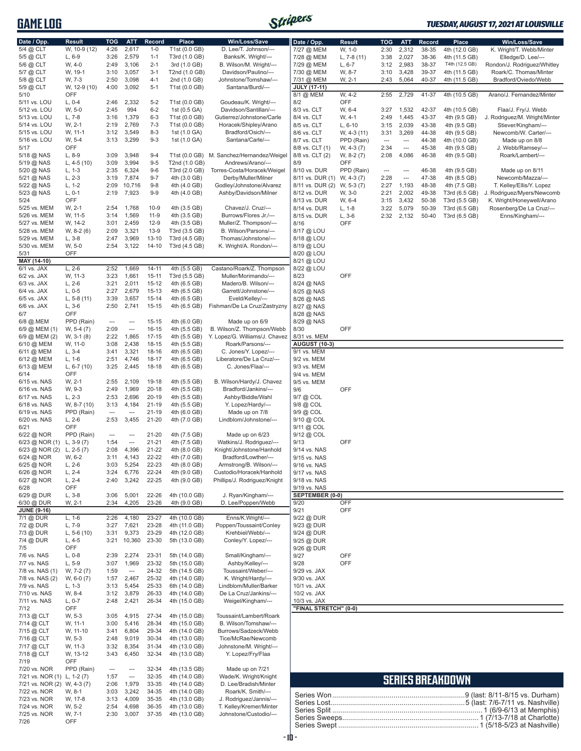# GAME LOG

*TUESDAY, AUGUST 17, 2021 AT LOUISVILLE*

| Date / Opp. | Result | TOG | ATT | Record | Place | Win/Loss/Save |
|---|---|---|---|---|---|---|
| 5/4 @ CLT | W, 10-9 (12) | 4:26 | 2,617 | 1-0 | T1st (0.0 GB) | D. Lee/T. Johnson/--- |
| 5/5 @ CLT | L, 6-9 | 3:26 | 2,579 | 1-1 | T3rd (1.0 GB) | Banks/K. Wright/--- |
| 5/6 @ CLT | W, 4-0 | 2:49 | 3,106 | 2-1 | 3rd (1.0 GB) | B. Wilson/M. Wright/--- |
| 5/7 @ CLT | W, 19-1 | 3:10 | 3,057 | 3-1 | T2nd (1.0 GB) | Davidson/Paulino/--- |
| 5/8 @ CLT | W, 7-3 | 2:50 | 3,098 | 4-1 | 2nd (1.0 GB) | Johnstone/Tomshaw/--- |
| 5/9 @ CLT | W, 12-9 (10) | 4:00 | 3,092 | 5-1 | T1st (0.0 GB) | Santana/Burdi/--- |
| 5/10 | OFF | | | | | |
| 5/11 vs. LOU | L, 0-4 | 2:46 | 2,332 | 5-2 | T1st (0.0 GB) | Goudeau/K. Wright/--- |
| 5/12 vs. LOU | W, 5-0 | 2:45 | 994 | 6-2 | 1st (0.5 GA) | Davidson/Santillan/--- |
| 5/13 vs. LOU | L, 7-8 | 3:16 | 1,379 | 6-3 | T1st (0.0 GB) | Gutierrez/Johnstone/Carle |
| 5/14 vs. LOU | W, 2-1 | 2:19 | 2,769 | 7-3 | T1st (0.0 GB) | Horacek/Shipley/Arano |
| 5/15 vs. LOU | W, 11-1 | 3:12 | 3,549 | 8-3 | 1st (1.0 GA) | Bradford/Osich/--- |
| 5/16 vs. LOU | W, 5-4 | 3:13 | 3,299 | 9-3 | 1st (1.0 GA) | Santana/Carle/--- |
| 5/17 | OFF | | | | | |
| 5/18 @ NAS | L, 8-9 | 3:09 | 3,948 | 9-4 | T1st (0.0 GB) | M. Sanchez/Hernandez/Weigel |
| 5/19 @ NAS | L, 4-5 (10) | 3:09 | 3,994 | 9-5 | T2nd (1.0 GB) | Andrews/Arano/--- |
| 5/20 @ NAS | L, 1-3 | 2:35 | 6,324 | 9-6 | T3rd (2.0 GB) | Torres-Costa/Horacek/Weigel |
| 5/21 @ NAS | L, 2-3 | 3:19 | 7,874 | 9-7 | 4th (3.0 GB) | Derby/Muller/Milner |
| 5/22 @ NAS | L, 1-2 | 2:09 | 10,716 | 9-8 | 4th (4.0 GB) | Godley/Johnstone/Alvarez |
| 5/23 @ NAS | L, 0-1 | 2:19 | 7,923 | 9-9 | 4th (4.0 GB) | Ashby/Davidson/Milner |
| 5/24 | OFF | | | | | |
| 5/25 vs. MEM | W, 2-1 | 2:54 | 1,768 | 10-9 | 4th (3.5 GB) | Chavez/J. Cruz/--- |
| 5/26 vs. MEM | W, 11-5 | 3:14 | 1,569 | 11-9 | 4th (3.5 GB) | Burrows/Flores Jr./--- |
| 5/27 vs. MEM | W, 14-2 | 3:01 | 2,459 | 12-9 | 4th (3.5 GB) | Muller/Z. Thompson/--- |
| 5/28 vs. MEM | W, 8-2 (6) | 2:09 | 3,321 | 13-9 | T3rd (3.5 GB) | B. Wilson/Parsons/--- |
| 5/29 vs. MEM | L, 3-8 | 2:47 | 3,969 | 13-10 | T3rd (4.5 GB) | Thomas/Johnstone/--- |
| 5/30 vs. MEM | W, 5-0 | 2:54 | 3,122 | 14-10 | T3rd (4.5 GB) | K. Wright/A. Rondon/--- |
| 5/31 | OFF | | | | | |
| **MAY (14-10)** | | | | | | |
| 6/1 vs. JAX | L, 2-6 | 2:52 | 1,669 | 14-11 | 4th (5.5 GB) | Castano/Roark/Z. Thompson |
| 6/2 vs. JAX | W, 11-3 | 3:23 | 1,661 | 15-11 | T3rd (5.5 GB) | Muller/Morimando/--- |
| 6/3 vs. JAX | L, 2-6 | 3:21 | 2,011 | 15-12 | 4th (6.5 GB) | Madero/B. Wilson/--- |
| 6/4 vs. JAX | L, 0-5 | 2:27 | 2,679 | 15-13 | 4th (6.5 GB) | Garrett/Johnstone/--- |
| 6/5 vs. JAX | L, 5-8 (11) | 3:39 | 3,657 | 15-14 | 4th (6.5 GB) | Eveld/Kelley/--- |
| 6/6 vs. JAX | L, 3-6 | 2:50 | 2,741 | 15-15 | 4th (6.5 GB) | Fishman/De La Cruz/Zastryzny |
| 6/7 | OFF | | | | | |
| 6/8 @ MEM | PPD (Rain) | --- | --- | 15-15 | 4th (6.0 GB) | Made up on 6/9 |
| 6/9 @ MEM (1) | W, 5-4 (7) | 2:09 | --- | 16-15 | 4th (5.5 GB) | B. Wilson/Z. Thompson/Webb |
| 6/9 @ MEM (2) | W, 3-1 (8) | 2:22 | 1,865 | 17-15 | 4th (5.5 GB) | Y. Lopez/G. Williams/J. Chavez |
| 6/10 @ MEM | W, 11-0 | 3:08 | 2,438 | 18-15 | 4th (5.5 GB) | Roark/Parsons/--- |
| 6/11 @ MEM | L, 3-4 | 3:41 | 3,321 | 18-16 | 4th (6.5 GB) | C. Jones/Y. Lopez/--- |
| 6/12 @ MEM | L, 1-6 | 2:51 | 4,746 | 18-17 | 4th (6.5 GB) | Liberatore/De La Cruz/--- |
| 6/13 @ MEM | L, 6-7 (10) | 3:25 | 2,445 | 18-18 | 4th (6.5 GB) | C. Jones/Flaa/--- |
| 6/14 | OFF | | | | | |
| 6/15 vs. NAS | W, 2-1 | 2:55 | 2,109 | 19-18 | 4th (5.5 GB) | B. Wilson/Hardy/J. Chavez |
| 6/16 vs. NAS | W, 9-3 | 2:49 | 1,969 | 20-18 | 4th (5.5 GB) | Bradford/Jankins/--- |
| 6/17 vs. NAS | L, 2-3 | 2:53 | 2,696 | 20-19 | 4th (5.5 GB) | Ashby/Biddle/Wahl |
| 6/18 vs. NAS | W, 8-7 (10) | 3:13 | 4,184 | 21-19 | 4th (5.5 GB) | Y. Lopez/Hardy/--- |
| 6/19 vs. NAS | PPD (Rain) | --- | --- | 21-19 | 4th (6.0 GB) | Made up on 7/8 |
| 6/20 vs. NAS | L, 2-6 | 2:53 | 3,455 | 21-20 | 4th (7.0 GB) | Lindblom/Johnstone/--- |
| 6/21 | OFF | | | | | |
| 6/22 @ NOR | PPD (Rain) | --- | --- | 21-20 | 4th (7.5 GB) | Made up on 6/23 |
| 6/23 @ NOR (1) | L, 3-9 (7) | 1:54 | --- | 21-21 | 4th (7.5 GB) | Watkins/J. Rodriguez/--- |
| 6/23 @ NOR (2) | L, 2-5 (7) | 2:08 | 4,396 | 21-22 | 4th (8.0 GB) | Knight/Johnstone/Hanhold |
| 6/24 @ NOR | W, 6-2 | 3:11 | 4,143 | 22-22 | 4th (7.0 GB) | Bradford/Lowther/--- |
| 6/25 @ NOR | L, 2-6 | 3:03 | 5,254 | 22-23 | 4th (8.0 GB) | Armstrong/B. Wilson/--- |
| 6/26 @ NOR | L, 2-4 | 3:24 | 6,776 | 22-24 | 4th (9.0 GB) | Custodio/Horacek/Hanhold |
| 6/27 @ NOR | L, 2-4 | 2:40 | 3,242 | 22-25 | 4th (9.0 GB) | Phillips/J. Rodriguez/Knight |
| 6/28 | OFF | | | | | |
| 6/29 @ DUR | L, 3-8 | 3:06 | 5,001 | 22-26 | 4th (10.0 GB) | J. Ryan/Kingham/--- |
| 6/30 @ DUR | W, 2-1 | 2:34 | 4,205 | 23-26 | 4th (9.0 GB) | D. Lee/Poppen/Webb |
| **JUNE (9-16)** | | | | | | |
| 7/1 @ DUR | L, 1-6 | 2:26 | 4,180 | 23-27 | 4th (10.0 GB) | Enns/K.Wright/--- |
| 7/2 @ DUR | L, 7-9 | 3:27 | 7,621 | 23-28 | 4th (11.0 GB) | Poppen/Toussaint/Conley |
| 7/3 @ DUR | L, 5-6 (10) | 3:31 | 9,373 | 23-29 | 4th (12.0 GB) | Krehbiel/Webb/--- |
| 7/4 @ DUR | L, 4-5 | 3:21 | 10,360 | 23-30 | 5th (13.0 GB) | Conley/Y. Lopez/--- |
| 7/5 | OFF | | | | | |
| 7/6 vs. NAS | L, 0-8 | 2:39 | 2,274 | 23-31 | 5th (14.0 GB) | Small/Kingham/--- |
| 7/7 vs. NAS | L, 5-9 | 3:07 | 1,969 | 23-32 | 5th (15.0 GB) | Ashby/Kelley/--- |
| 7/8 vs. NAS (1) | W, 7-2 (7) | 1:59 | --- | 24-32 | 5th (14.5 GB) | Toussaint/Weber/--- |
| 7/8 vs. NAS (2) | W, 6-0 (7) | 1:57 | 2,467 | 25-32 | 4th (14.0 GB) | K. Wright/Hardy/--- |
| 7/9 vs. NAS | L, 1-3 | 3:13 | 5,454 | 25-33 | 6th (14.0 GB) | Lindblom/Muller/Barker |
| 7/10 vs. NAS | W, 8-4 | 3:12 | 3,879 | 26-33 | 4th (14.0 GB) | De La Cruz/Jankins/--- |
| 7/11 vs. NAS | L, 0-7 | 2:48 | 2,421 | 26-34 | 4th (15.0 GB) | Weigel/Kingham/--- |
| 7/12 | OFF | | | | | |
| 7/13 @ CLT | W, 5-3 | 3:05 | 4,915 | 27-34 | 4th (15.0 GB) | Toussaint/Lambert/Roark |
| 7/14 @ CLT | W, 11-1 | 3:00 | 5,416 | 28-34 | 4th (15.0 GB) | B. Wilson/Tomshaw/--- |
| 7/15 @ CLT | W, 11-10 | 3:41 | 6,804 | 29-34 | 4th (14.0 GB) | Burrows/Sadzeck/Webb |
| 7/16 @ CLT | W, 5-3 | 2:48 | 9,019 | 30-34 | 4th (13.0 GB) | Tice/McRae/Newcomb |
| 7/17 @ CLT | W, 11-3 | 3:32 | 8,354 | 31-34 | 4th (13.0 GB) | Johnstone/M. Wright/--- |
| 7/18 @ CLT | W, 13-12 | 3:43 | 6,450 | 32-34 | 4th (13.0 GB) | Y. Lopez/Fry/Flaa |
| 7/19 | OFF | | | | | |
| 7/20 vs. NOR | PPD (Rain) | --- | --- | 32-34 | 4th (13.5 GB) | Made up on 7/21 |
| 7/21 vs. NOR (1) | L, 1-2 (7) | 1:57 | --- | 32-35 | 4th (14.0 GB) | Wade/K. Wright/Knight |
| 7/21 vs. NOR (2) | W, 4-3 (7) | 2:06 | 1,979 | 33-35 | 4th (14.0 GB) | D. Lee/Bradish/Minter |
| 7/22 vs. NOR | W, 8-1 | 3:03 | 3,242 | 34-35 | 4th (14.0 GB) | Roark/K. Smith/--- |
| 7/23 vs. NOR | W, 17-8 | 3:13 | 4,009 | 35-35 | 4th (13.0 GB) | J. Rodriguez/Jannis/--- |
| 7/24 vs. NOR | W, 5-2 | 2:54 | 4,698 | 36-35 | 4th (13.0 GB) | T. Kelley/Kremer/Minter |
| 7/25 vs. NOR | W, 7-1 | 2:30 | 3,007 | 37-35 | 4th (13.0 GB) | Johnstone/Custodio/--- |
| 7/26 | OFF | | | | | |
| 7/27 @ MEM | W, 1-0 | 2:30 | 2,312 | 38-35 | 4th (12.0 GB) | K. Wright/T. Webb/Minter |
| 7/28 @ MEM | L, 7-8 (11) | 3:38 | 2,027 | 38-36 | 4th (11.5 GB) | Elledge/D. Lee/--- |
| 7/29 @ MEM | L, 6-7 | 3:12 | 2,983 | 38-37 | T4th (12.5 GB) | Rondon/J. Rodriguez/Whitley |
| 7/30 @ MEM | W, 8-7 | 3:10 | 3,428 | 39-37 | 4th (11.5 GB) | Roark/C. Thomas/Minter |
| 7/31 @ MEM | W, 2-1 | 2:43 | 5,064 | 40-37 | 4th (11.5 GB) | Bradford/Oviedo/Webb |
| **JULY (17-11)** | | | | | | |
| 8/1 @ MEM | W, 4-2 | 2:55 | 2,729 | 41-37 | 4th (10.5 GB) | Arano/J. Fernandez/Minter |
| 8/2 | OFF | | | | | |
| 8/3 vs. CLT | W, 6-4 | 3:27 | 1,532 | 42-37 | 4th (10.5 GB) | Flaa/J. Fry/J. Webb |
| 8/4 vs. CLT | W, 4-1 | 2:49 | 1,445 | 43-37 | 4th (9.5 GB) | J. Rodriguez/M. Wright/Minter |
| 8/5 vs. CLT | L, 6-10 | 3:15 | 2,039 | 43-38 | 4th (9.5 GB) | Stiever/Kingham/--- |
| 8/6 vs. CLT | W, 4-3 (11) | 3:31 | 3,269 | 44-38 | 4th (9.5 GB) | Newcomb/W. Carter/--- |
| 8/7 vs. CLT | PPD (Rain) | --- | --- | 44-38 | 4th (10.0 GB) | Made up on 8/8 |
| 8/8 vs. CLT (1) | W, 4-3 (7) | 2:34 | --- | 45-38 | 4th (9.5 GB) | J. Webb/Ramsey/--- |
| 8/8 vs. CLT (2) | W, 8-2 (7) | 2:08 | 4,086 | 46-38 | 4th (9.5 GB) | Roark/Lambert/--- |
| 8/9 | OFF | | | | | |
| 8/10 vs. DUR | PPD (Rain) | --- | --- | 46-38 | 4th (9.5 GB) | Made up on 8/11 |
| 8/11 vs. DUR (1) | W, 4-3 (7) | 2:28 | --- | 47-38 | 4th (8.5 GB) | Newcomb/Mazza/--- |
| 8/11 vs. DUR (2) | W, 5-3 (7) | 2:27 | 1,193 | 48-38 | 4th (7.5 GB) | T. Kelley/Ellis/Y. Lopez |
| 8/12 vs. DUR | W, 3-0 | 2:21 | 2,002 | 49-38 | T3rd (6.5 GB) | J. Rodriguez/Myers/Newcomb |
| 8/13 vs. DUR | W, 6-4 | 3:15 | 3,432 | 50-38 | T3rd (5.5 GB) | K. Wright/Honeywell/Arano |
| 8/14 vs. DUR | L, 1-8 | 3:22 | 5,079 | 50-39 | T3rd (6.5 GB) | Rosenberg/De La Cruz/--- |
| 8/15 vs. DUR | L, 3-6 | 2:32 | 2,132 | 50-40 | T3rd (6.5 GB) | Enns/Kingham/--- |
| 8/16 | OFF | | | | | |
| 8/17 @ LOU | | | | | | |
| 8/18 @ LOU | | | | | | |
| 8/19 @ LOU | | | | | | |
| 8/20 @ LOU | | | | | | |
| 8/21 @ LOU | | | | | | |
| 8/22 @ LOU | | | | | | |
| 8/23 | OFF | | | | | |
| 8/24 @ NAS | | | | | | |
| 8/25 @ NAS | | | | | | |
| 8/26 @ NAS | | | | | | |
| 8/27 @ NAS | | | | | | |
| 8/28 @ NAS | | | | | | |
| 8/29 @ NAS | | | | | | |
| 8/30 | OFF | | | | | |
| 8/31 vs. MEM | | | | | | |
| **AUGUST (10-3)** | | | | | | |
| 9/1 vs. MEM | | | | | | |
| 9/2 vs. MEM | | | | | | |
| 9/3 vs. MEM | | | | | | |
| 9/4 vs. MEM | | | | | | |
| 9/5 vs. MEM | | | | | | |
| 9/6 | OFF | | | | | |
| 9/7 @ COL | | | | | | |
| 9/8 @ COL | | | | | | |
| 9/9 @ COL | | | | | | |
| 9/10 @ COL | | | | | | |
| 9/11 @ COL | | | | | | |
| 9/12 @ COL | | | | | | |
| 9/13 | OFF | | | | | |
| 9/14 vs. NAS | | | | | | |
| 9/15 vs. NAS | | | | | | |
| 9/16 vs. NAS | | | | | | |
| 9/17 vs. NAS | | | | | | |
| 9/18 vs. NAS | | | | | | |
| 9/19 vs. NAS | | | | | | |
| **SEPTEMBER (0-0)** | | | | | | |
| 9/20 | OFF | | | | | |
| 9/21 | OFF | | | | | |
| 9/22 @ DUR | | | | | | |
| 9/23 @ DUR | | | | | | |
| 9/24 @ DUR | | | | | | |
| 9/25 @ DUR | | | | | | |
| 9/26 @ DUR | | | | | | |
| 9/27 | OFF | | | | | |
| 9/28 | OFF | | | | | |
| 9/29 vs. JAX | | | | | | |
| 9/30 vs. JAX | | | | | | |
| 10/1 vs. JAX | | | | | | |
| 10/2 vs. JAX | | | | | | |
| 10/3 vs. JAX | | | | | | |
| **"FINAL STRETCH" (0-0)** | | | | | | |

## SERIES BREAKDOWN

Series Won..................9 (last: 8/11-8/15 vs. Durham)
Series Lost..................5 (last: 7/6-7/11 vs. Nashville)
Series Split..................1 (6/9-6/13 at Memphis)
Series Sweeps..................1 (7/13-7/18 at Charlotte)
Series Swept..................1 (5/18-5/23 at Nashville)